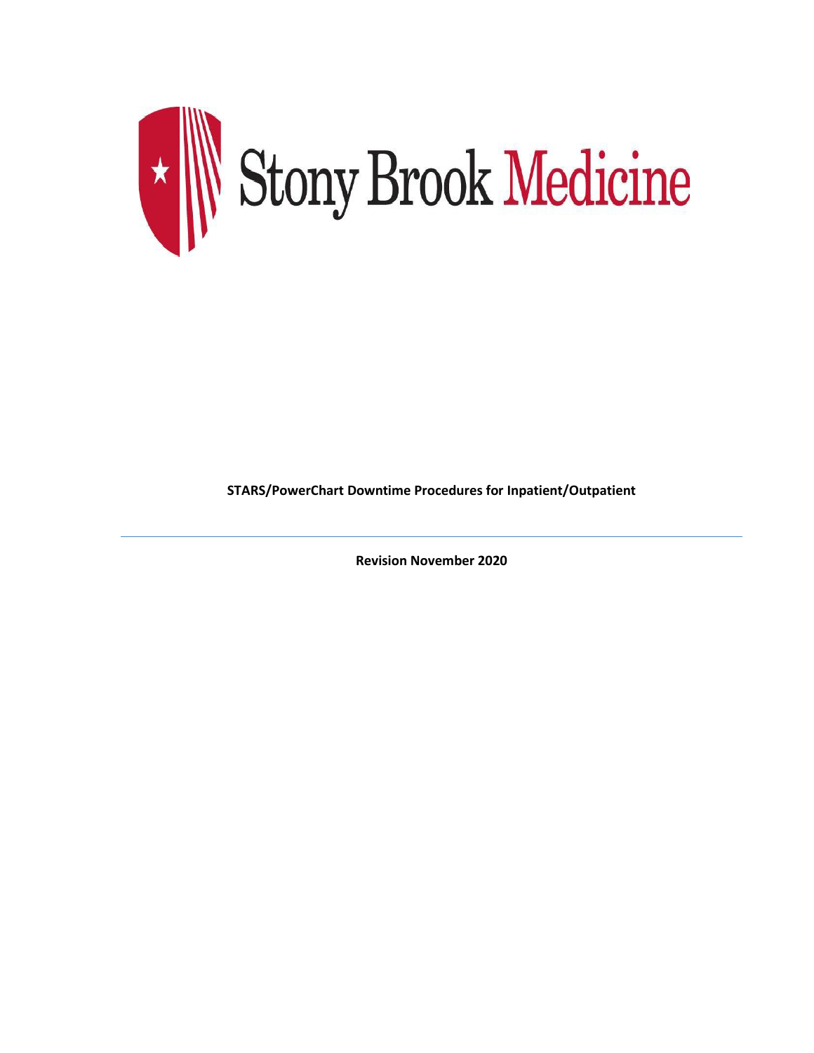Stony Brook Medicine

**STARS/PowerChart Downtime Procedures for Inpatient/Outpatient**

---

**Revision November 2020**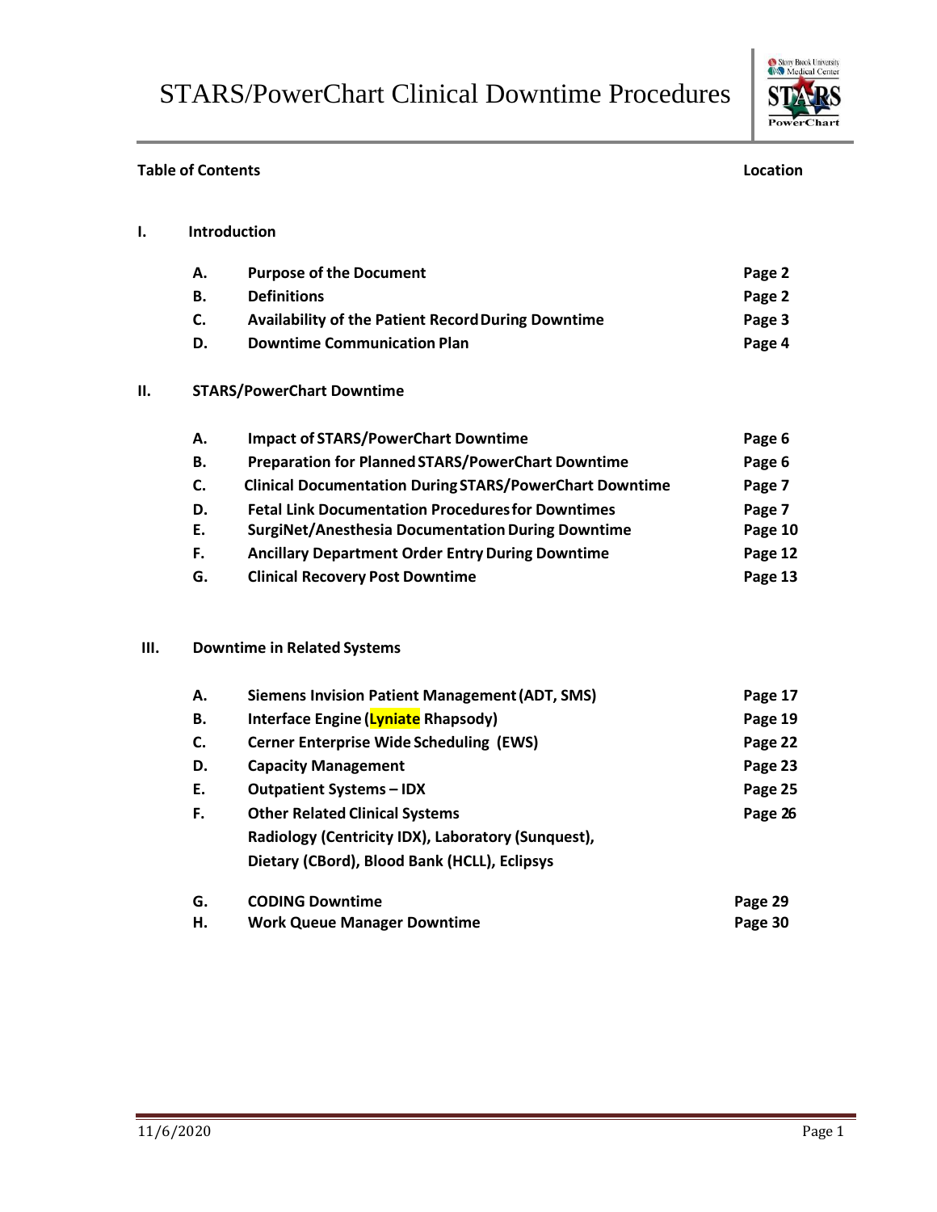# STARS/PowerChart Clinical Downtime Procedures

| Table of Contents | | | Location |
|---|---|---|---|
| **I.** | **Introduction** | | |
| | **A.** | **Purpose of the Document** | **Page 2** |
| | **B.** | **Definitions** | **Page 2** |
| | **C.** | **Availability of the Patient Record During Downtime** | **Page 3** |
| | **D.** | **Downtime Communication Plan** | **Page 4** |
| **II.** | **STARS/PowerChart Downtime** | | |
| | **A.** | **Impact of STARS/PowerChart Downtime** | **Page 6** |
| | **B.** | **Preparation for Planned STARS/PowerChart Downtime** | **Page 6** |
| | **C.** | **Clinical Documentation During STARS/PowerChart Downtime** | **Page 7** |
| | **D.** | **Fetal Link Documentation Procedures for Downtimes** | **Page 7** |
| | **E.** | **SurgiNet/Anesthesia Documentation During Downtime** | **Page 10** |
| | **F.** | **Ancillary Department Order Entry During Downtime** | **Page 12** |
| | **G.** | **Clinical Recovery Post Downtime** | **Page 13** |
| **III.** | **Downtime in Related Systems** | | |
| | **A.** | **Siemens Invision Patient Management (ADT, SMS)** | **Page 17** |
| | **B.** | **Interface Engine (Lyniate Rhapsody)** | **Page 19** |
| | **C.** | **Cerner Enterprise Wide Scheduling (EWS)** | **Page 22** |
| | **D.** | **Capacity Management** | **Page 23** |
| | **E.** | **Outpatient Systems – IDX** | **Page 25** |
| | **F.** | **Other Related Clinical Systems** Radiology (Centricity IDX), Laboratory (Sunquest), Dietary (CBord), Blood Bank (HCLL), Eclipsys | **Page 26** |
| | **G.** | **CODING Downtime** | **Page 29** |
| | **H.** | **Work Queue Manager Downtime** | **Page 30** |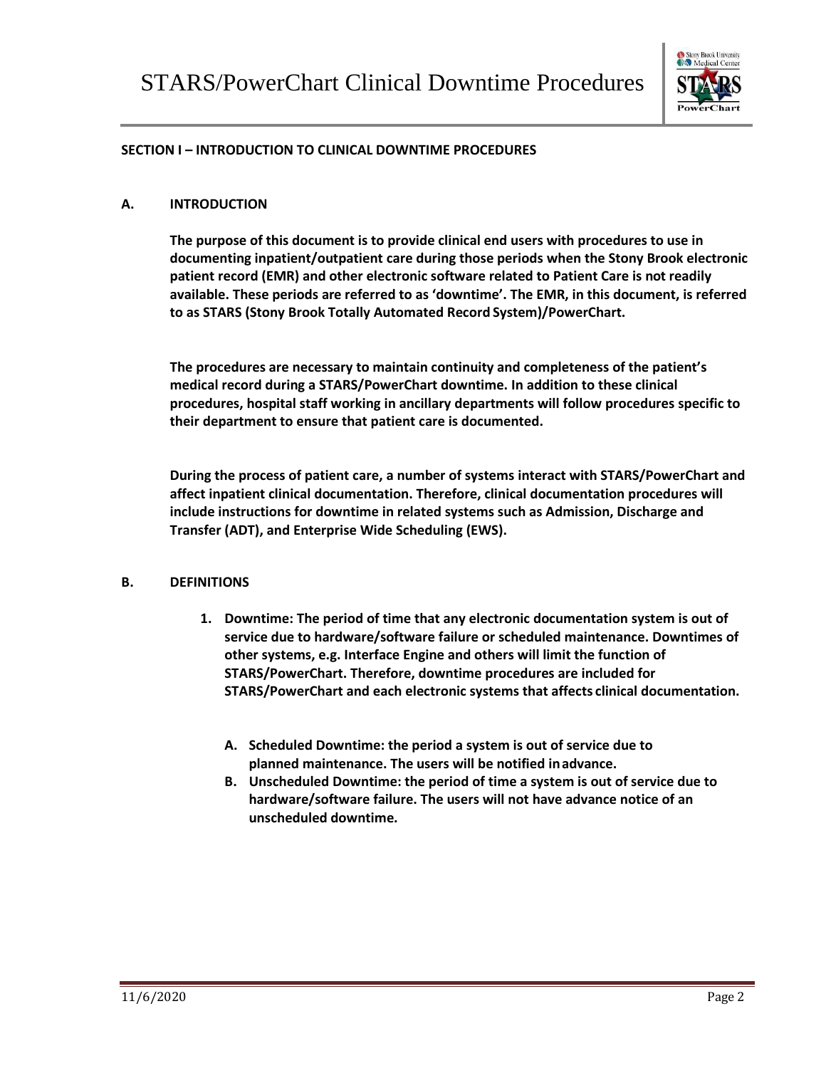## SECTION I – INTRODUCTION TO CLINICAL DOWNTIME PROCEDURES

### A. INTRODUCTION

**The purpose of this document is to provide clinical end users with procedures to use in documenting inpatient/outpatient care during those periods when the Stony Brook electronic patient record (EMR) and other electronic software related to Patient Care is not readily available. These periods are referred to as 'downtime'. The EMR, in this document, is referred to as STARS (Stony Brook Totally Automated Record System)/PowerChart.**

**The procedures are necessary to maintain continuity and completeness of the patient's medical record during a STARS/PowerChart downtime. In addition to these clinical procedures, hospital staff working in ancillary departments will follow procedures specific to their department to ensure that patient care is documented.**

**During the process of patient care, a number of systems interact with STARS/PowerChart and affect inpatient clinical documentation. Therefore, clinical documentation procedures will include instructions for downtime in related systems such as Admission, Discharge and Transfer (ADT), and Enterprise Wide Scheduling (EWS).**

### B. DEFINITIONS

1. **Downtime: The period of time that any electronic documentation system is out of service due to hardware/software failure or scheduled maintenance. Downtimes of other systems, e.g. Interface Engine and others will limit the function of STARS/PowerChart. Therefore, downtime procedures are included for STARS/PowerChart and each electronic systems that affects clinical documentation.**

   A. **Scheduled Downtime: the period a system is out of service due to planned maintenance. The users will be notified in advance.**
   B. **Unscheduled Downtime: the period of time a system is out of service due to hardware/software failure. The users will not have advance notice of an unscheduled downtime.**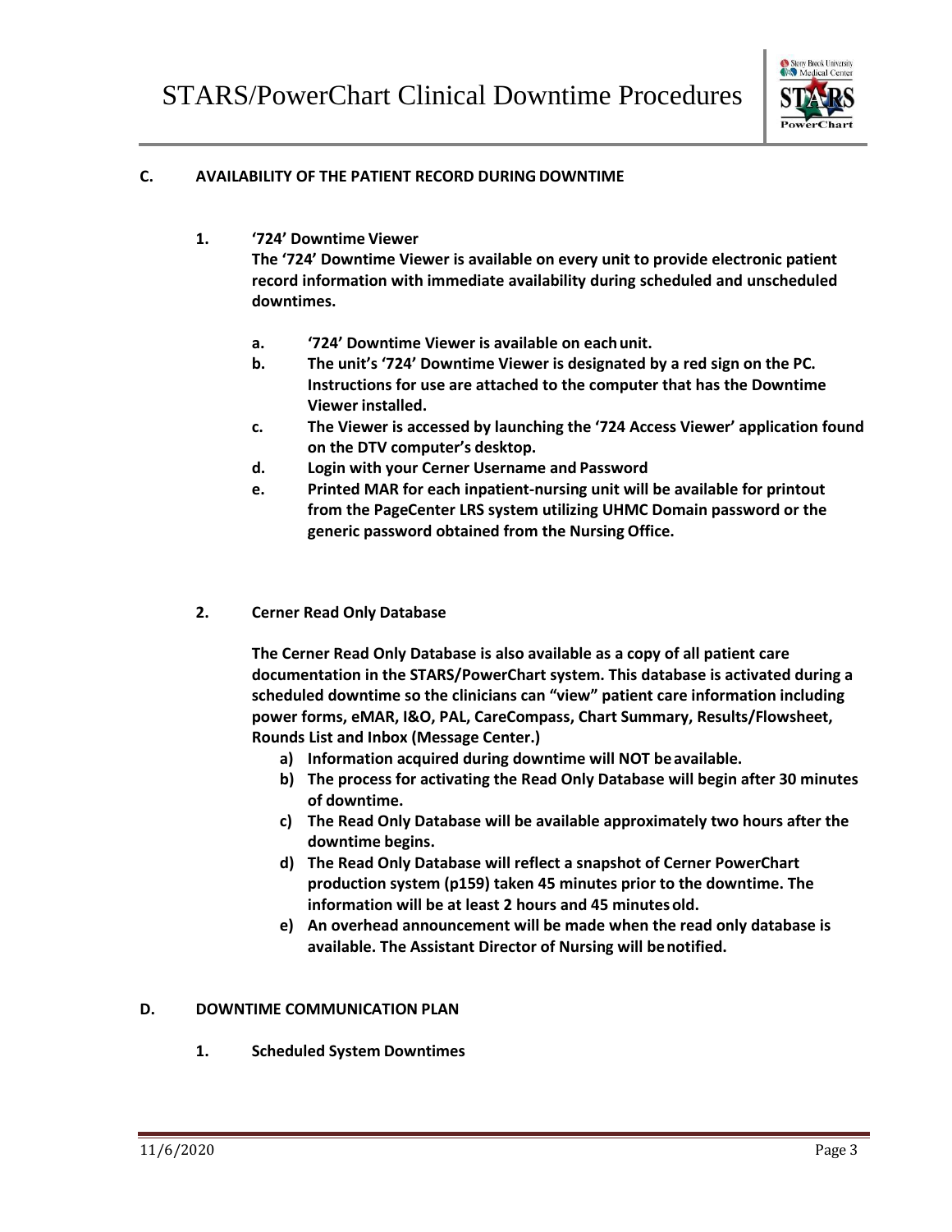### C. AVAILABILITY OF THE PATIENT RECORD DURING DOWNTIME

**1. '724' Downtime Viewer**

**The '724' Downtime Viewer is available on every unit to provide electronic patient record information with immediate availability during scheduled and unscheduled downtimes.**

- **a. '724' Downtime Viewer is available on each unit.**
- **b. The unit's '724' Downtime Viewer is designated by a red sign on the PC. Instructions for use are attached to the computer that has the Downtime Viewer installed.**
- **c. The Viewer is accessed by launching the '724 Access Viewer' application found on the DTV computer's desktop.**
- **d. Login with your Cerner Username and Password**
- **e. Printed MAR for each inpatient-nursing unit will be available for printout from the PageCenter LRS system utilizing UHMC Domain password or the generic password obtained from the Nursing Office.**

**2. Cerner Read Only Database**

**The Cerner Read Only Database is also available as a copy of all patient care documentation in the STARS/PowerChart system. This database is activated during a scheduled downtime so the clinicians can "view" patient care information including power forms, eMAR, I&O, PAL, CareCompass, Chart Summary, Results/Flowsheet, Rounds List and Inbox (Message Center.)**

- **a) Information acquired during downtime will NOT be available.**
- **b) The process for activating the Read Only Database will begin after 30 minutes of downtime.**
- **c) The Read Only Database will be available approximately two hours after the downtime begins.**
- **d) The Read Only Database will reflect a snapshot of Cerner PowerChart production system (p159) taken 45 minutes prior to the downtime. The information will be at least 2 hours and 45 minutes old.**
- **e) An overhead announcement will be made when the read only database is available. The Assistant Director of Nursing will be notified.**

### D. DOWNTIME COMMUNICATION PLAN

**1. Scheduled System Downtimes**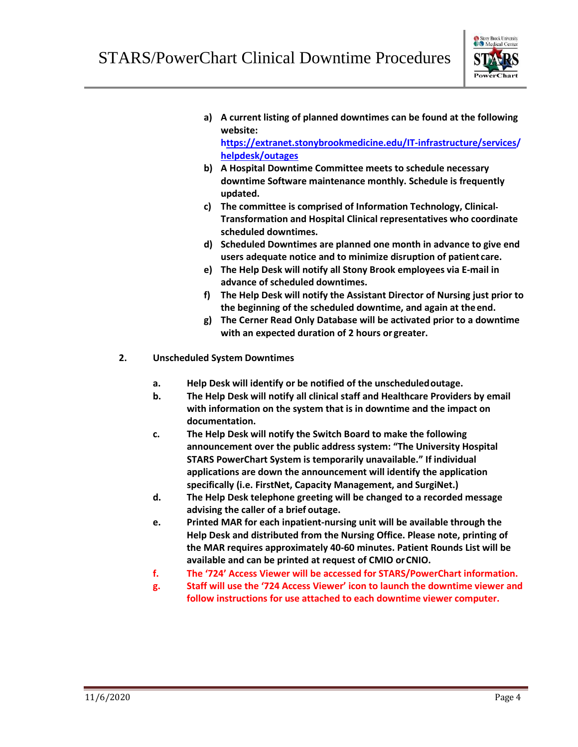a) **A current listing of planned downtimes can be found at the following website:** **https://extranet.stonybrookmedicine.edu/IT-infrastructure/services/helpdesk/outages**

b) **A Hospital Downtime Committee meets to schedule necessary downtime Software maintenance monthly. Schedule is frequently updated.**

c) **The committee is comprised of Information Technology, Clinical Transformation and Hospital Clinical representatives who coordinate scheduled downtimes.**

d) **Scheduled Downtimes are planned one month in advance to give end users adequate notice and to minimize disruption of patient care.**

e) **The Help Desk will notify all Stony Brook employees via E-mail in advance of scheduled downtimes.**

f) **The Help Desk will notify the Assistant Director of Nursing just prior to the beginning of the scheduled downtime, and again at the end.**

g) **The Cerner Read Only Database will be activated prior to a downtime with an expected duration of 2 hours or greater.**

**2. Unscheduled System Downtimes**

a. **Help Desk will identify or be notified of the unscheduled outage.**

b. **The Help Desk will notify all clinical staff and Healthcare Providers by email with information on the system that is in downtime and the impact on documentation.**

c. **The Help Desk will notify the Switch Board to make the following announcement over the public address system: "The University Hospital STARS PowerChart System is temporarily unavailable." If individual applications are down the announcement will identify the application specifically (i.e. FirstNet, Capacity Management, and SurgiNet.)**

d. **The Help Desk telephone greeting will be changed to a recorded message advising the caller of a brief outage.**

e. **Printed MAR for each inpatient-nursing unit will be available through the Help Desk and distributed from the Nursing Office. Please note, printing of the MAR requires approximately 40-60 minutes. Patient Rounds List will be available and can be printed at request of CMIO or CNIO.**

f. **The '724' Access Viewer will be accessed for STARS/PowerChart information.**

g. **Staff will use the '724 Access Viewer' icon to launch the downtime viewer and follow instructions for use attached to each downtime viewer computer.**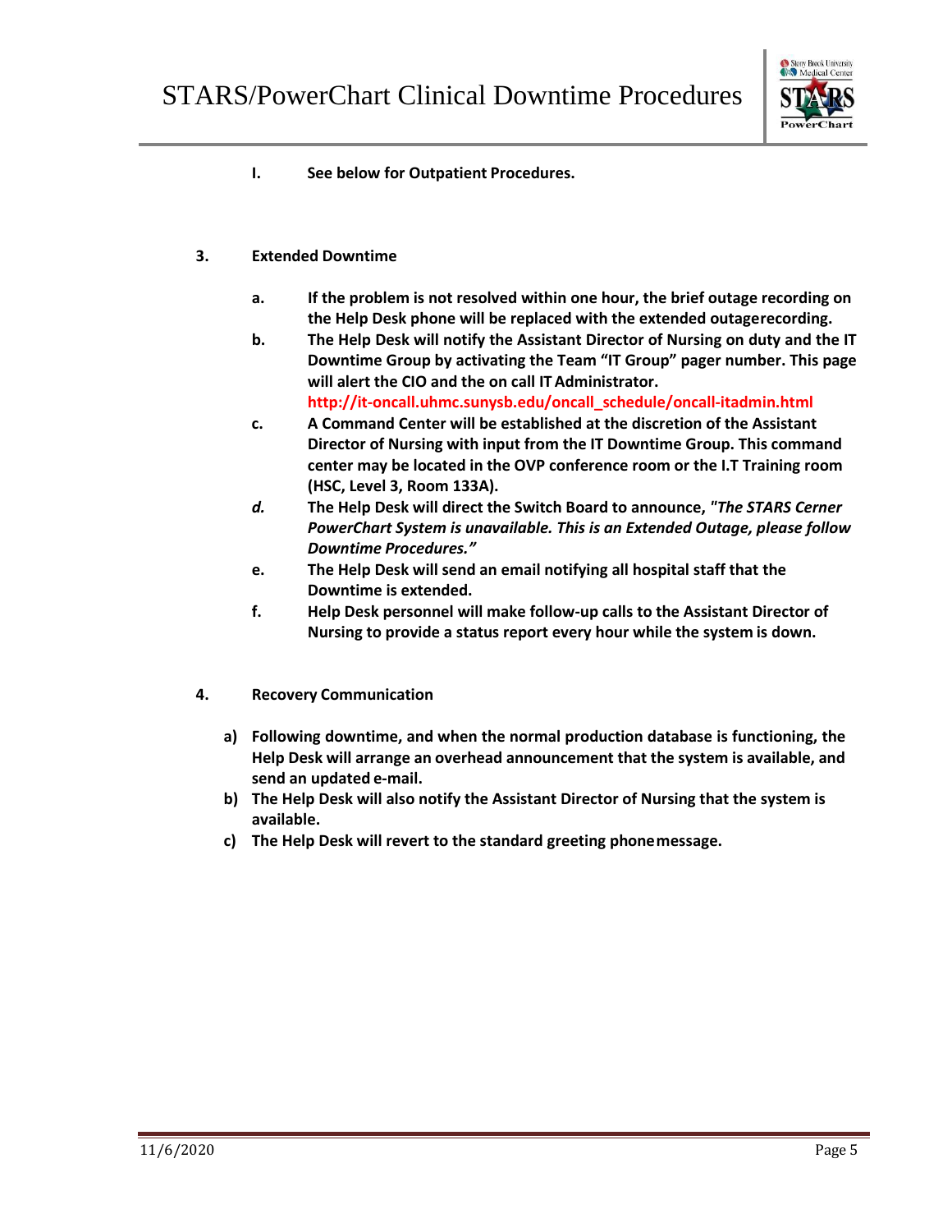**I. See below for Outpatient Procedures.**

**3. Extended Downtime**

**a. If the problem is not resolved within one hour, the brief outage recording on the Help Desk phone will be replaced with the extended outagerecording.**

**b. The Help Desk will notify the Assistant Director of Nursing on duty and the IT Downtime Group by activating the Team "IT Group" pager number. This page will alert the CIO and the on call IT Administrator.**
**http://it-oncall.uhmc.sunysb.edu/oncall_schedule/oncall-itadmin.html**

**c. A Command Center will be established at the discretion of the Assistant Director of Nursing with input from the IT Downtime Group. This command center may be located in the OVP conference room or the I.T Training room (HSC, Level 3, Room 133A).**

***d.*** **The Help Desk will direct the Switch Board to announce, *"The STARS Cerner PowerChart System is unavailable. This is an Extended Outage, please follow Downtime Procedures."***

**e. The Help Desk will send an email notifying all hospital staff that the Downtime is extended.**

**f. Help Desk personnel will make follow-up calls to the Assistant Director of Nursing to provide a status report every hour while the system is down.**

**4. Recovery Communication**

**a) Following downtime, and when the normal production database is functioning, the Help Desk will arrange an overhead announcement that the system is available, and send an updated e-mail.**

**b) The Help Desk will also notify the Assistant Director of Nursing that the system is available.**

**c) The Help Desk will revert to the standard greeting phonemessage.**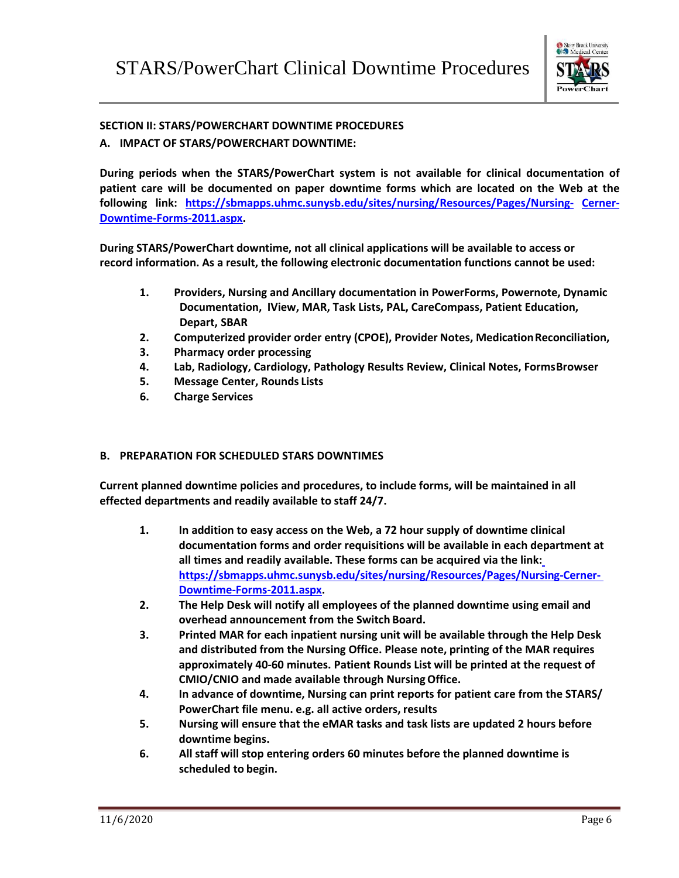**SECTION II: STARS/POWERCHART DOWNTIME PROCEDURES**

**A. IMPACT OF STARS/POWERCHART DOWNTIME:**

**During periods when the STARS/PowerChart system is not available for clinical documentation of patient care will be documented on paper downtime forms which are located on the Web at the following link: [https://sbmapps.uhmc.sunysb.edu/sites/nursing/Resources/Pages/Nursing-Cerner-Downtime-Forms-2011.aspx](https://sbmapps.uhmc.sunysb.edu/sites/nursing/Resources/Pages/Nursing-Cerner-Downtime-Forms-2011.aspx).**

**During STARS/PowerChart downtime, not all clinical applications will be available to access or record information. As a result, the following electronic documentation functions cannot be used:**

1. **Providers, Nursing and Ancillary documentation in PowerForms, Powernote, Dynamic Documentation, IView, MAR, Task Lists, PAL, CareCompass, Patient Education, Depart, SBAR**
2. **Computerized provider order entry (CPOE), Provider Notes, Medication Reconciliation,**
3. **Pharmacy order processing**
4. **Lab, Radiology, Cardiology, Pathology Results Review, Clinical Notes, Forms Browser**
5. **Message Center, Rounds Lists**
6. **Charge Services**

**B. PREPARATION FOR SCHEDULED STARS DOWNTIMES**

**Current planned downtime policies and procedures, to include forms, will be maintained in all effected departments and readily available to staff 24/7.**

1. **In addition to easy access on the Web, a 72 hour supply of downtime clinical documentation forms and order requisitions will be available in each department at all times and readily available. These forms can be acquired via the link: [https://sbmapps.uhmc.sunysb.edu/sites/nursing/Resources/Pages/Nursing-Cerner-Downtime-Forms-2011.aspx](https://sbmapps.uhmc.sunysb.edu/sites/nursing/Resources/Pages/Nursing-Cerner-Downtime-Forms-2011.aspx).**
2. **The Help Desk will notify all employees of the planned downtime using email and overhead announcement from the Switch Board.**
3. **Printed MAR for each inpatient nursing unit will be available through the Help Desk and distributed from the Nursing Office. Please note, printing of the MAR requires approximately 40-60 minutes. Patient Rounds List will be printed at the request of CMIO/CNIO and made available through Nursing Office.**
4. **In advance of downtime, Nursing can print reports for patient care from the STARS/ PowerChart file menu. e.g. all active orders, results**
5. **Nursing will ensure that the eMAR tasks and task lists are updated 2 hours before downtime begins.**
6. **All staff will stop entering orders 60 minutes before the planned downtime is scheduled to begin.**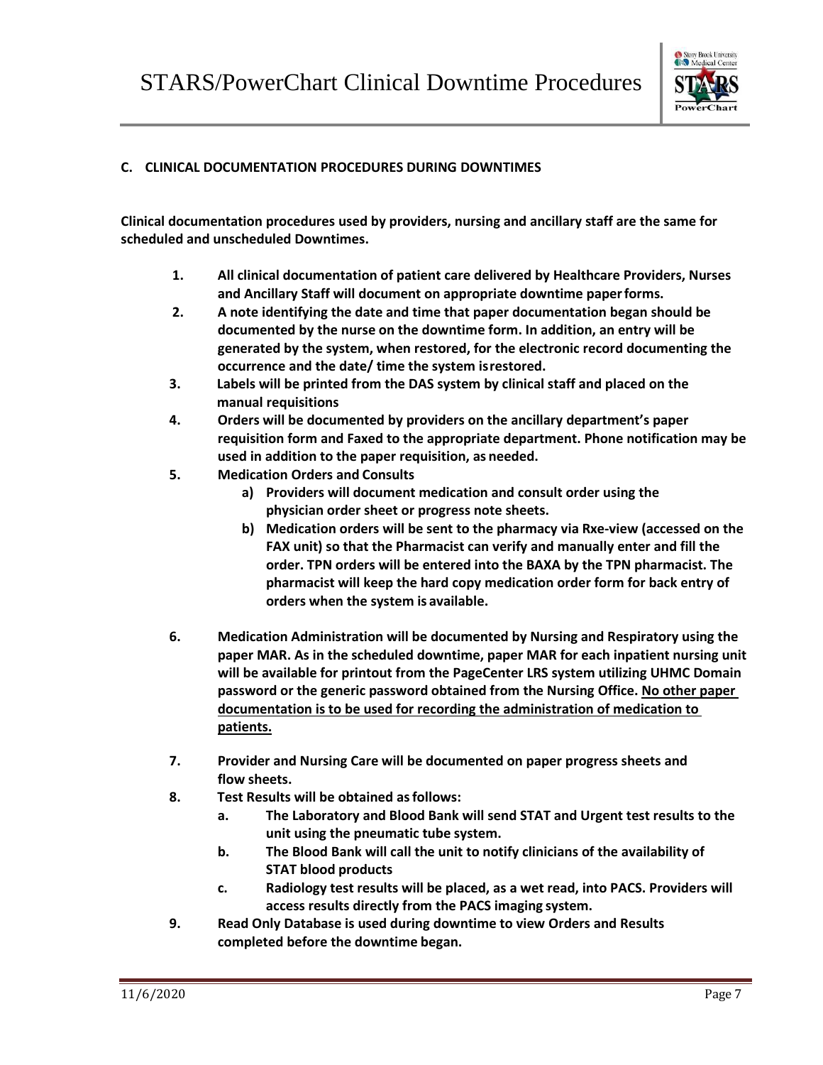## C. CLINICAL DOCUMENTATION PROCEDURES DURING DOWNTIMES

**Clinical documentation procedures used by providers, nursing and ancillary staff are the same for scheduled and unscheduled Downtimes.**

1. **All clinical documentation of patient care delivered by Healthcare Providers, Nurses and Ancillary Staff will document on appropriate downtime paper forms.**
2. **A note identifying the date and time that paper documentation began should be documented by the nurse on the downtime form. In addition, an entry will be generated by the system, when restored, for the electronic record documenting the occurrence and the date/ time the system is restored.**
3. **Labels will be printed from the DAS system by clinical staff and placed on the manual requisitions**
4. **Orders will be documented by providers on the ancillary department's paper requisition form and Faxed to the appropriate department. Phone notification may be used in addition to the paper requisition, as needed.**
5. **Medication Orders and Consults**
   a) **Providers will document medication and consult order using the physician order sheet or progress note sheets.**
   b) **Medication orders will be sent to the pharmacy via Rxe-view (accessed on the FAX unit) so that the Pharmacist can verify and manually enter and fill the order. TPN orders will be entered into the BAXA by the TPN pharmacist. The pharmacist will keep the hard copy medication order form for back entry of orders when the system is available.**
6. **Medication Administration will be documented by Nursing and Respiratory using the paper MAR. As in the scheduled downtime, paper MAR for each inpatient nursing unit will be available for printout from the PageCenter LRS system utilizing UHMC Domain password or the generic password obtained from the Nursing Office. <u>No other paper documentation is to be used for recording the administration of medication to patients.</u>**
7. **Provider and Nursing Care will be documented on paper progress sheets and flow sheets.**
8. **Test Results will be obtained as follows:**
   a. **The Laboratory and Blood Bank will send STAT and Urgent test results to the unit using the pneumatic tube system.**
   b. **The Blood Bank will call the unit to notify clinicians of the availability of STAT blood products**
   c. **Radiology test results will be placed, as a wet read, into PACS. Providers will access results directly from the PACS imaging system.**
9. **Read Only Database is used during downtime to view Orders and Results completed before the downtime began.**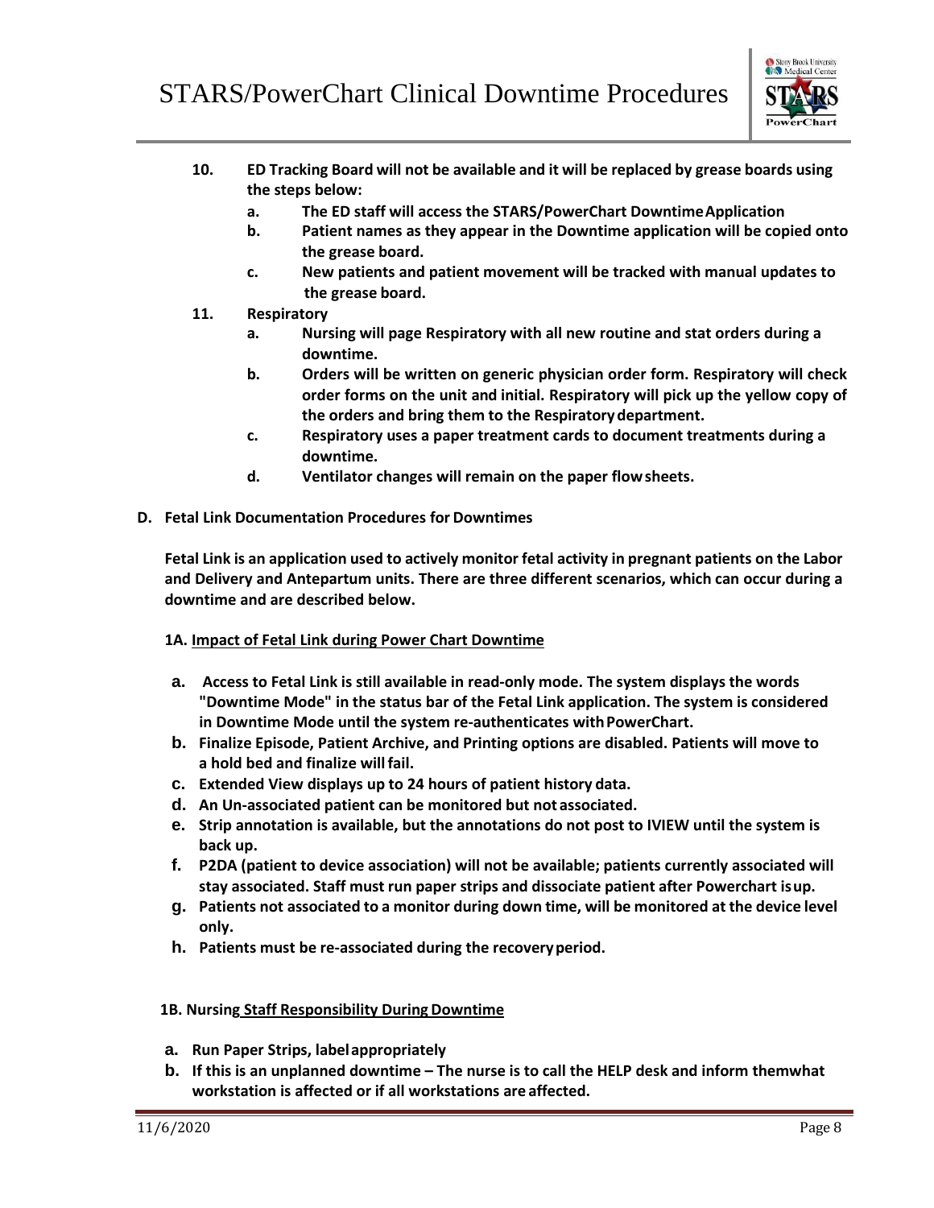10. **ED Tracking Board will not be available and it will be replaced by grease boards using the steps below:**
    a. **The ED staff will access the STARS/PowerChart Downtime Application**
    b. **Patient names as they appear in the Downtime application will be copied onto the grease board.**
    c. **New patients and patient movement will be tracked with manual updates to the grease board.**
11. **Respiratory**
    a. **Nursing will page Respiratory with all new routine and stat orders during a downtime.**
    b. **Orders will be written on generic physician order form. Respiratory will check order forms on the unit and initial. Respiratory will pick up the yellow copy of the orders and bring them to the Respiratory department.**
    c. **Respiratory uses a paper treatment cards to document treatments during a downtime.**
    d. **Ventilator changes will remain on the paper flowsheets.**

**D. Fetal Link Documentation Procedures for Downtimes**

**Fetal Link is an application used to actively monitor fetal activity in pregnant patients on the Labor and Delivery and Antepartum units. There are three different scenarios, which can occur during a downtime and are described below.**

**1A. Impact of Fetal Link during Power Chart Downtime**

a. **Access to Fetal Link is still available in read-only mode. The system displays the words "Downtime Mode" in the status bar of the Fetal Link application. The system is considered in Downtime Mode until the system re-authenticates with PowerChart.**
b. **Finalize Episode, Patient Archive, and Printing options are disabled. Patients will move to a hold bed and finalize will fail.**
c. **Extended View displays up to 24 hours of patient history data.**
d. **An Un-associated patient can be monitored but not associated.**
e. **Strip annotation is available, but the annotations do not post to IVIEW until the system is back up.**
f. **P2DA (patient to device association) will not be available; patients currently associated will stay associated. Staff must run paper strips and dissociate patient after Powerchart is up.**
g. **Patients not associated to a monitor during down time, will be monitored at the device level only.**
h. **Patients must be re-associated during the recovery period.**

**1B. Nursing Staff Responsibility During Downtime**

a. **Run Paper Strips, label appropriately**
b. **If this is an unplanned downtime – The nurse is to call the HELP desk and inform them what workstation is affected or if all workstations are affected.**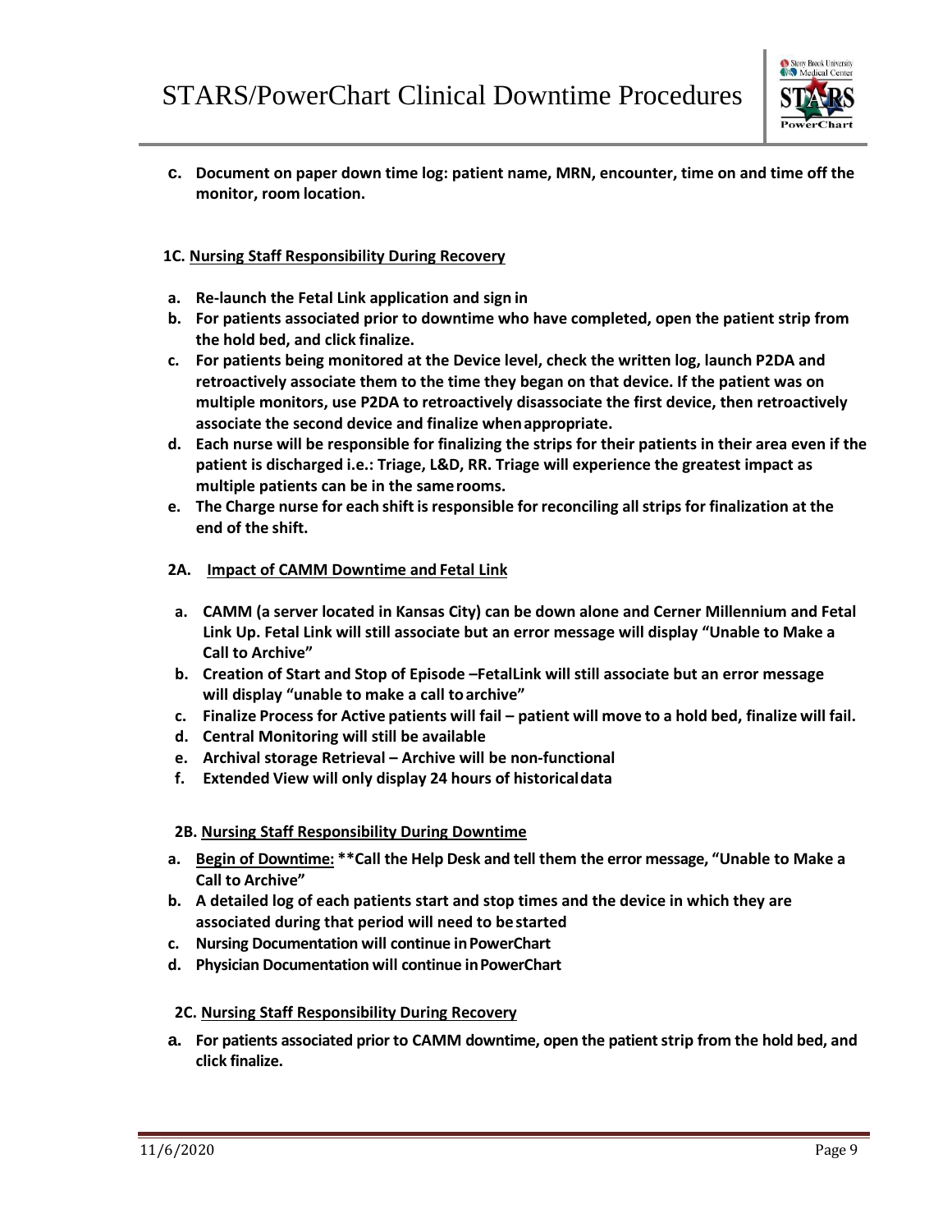**c. Document on paper down time log: patient name, MRN, encounter, time on and time off the monitor, room location.**

## 1C. Nursing Staff Responsibility During Recovery

**a. Re-launch the Fetal Link application and sign in**

**b. For patients associated prior to downtime who have completed, open the patient strip from the hold bed, and click finalize.**

**c. For patients being monitored at the Device level, check the written log, launch P2DA and retroactively associate them to the time they began on that device. If the patient was on multiple monitors, use P2DA to retroactively disassociate the first device, then retroactively associate the second device and finalize when appropriate.**

**d. Each nurse will be responsible for finalizing the strips for their patients in their area even if the patient is discharged i.e.: Triage, L&D, RR. Triage will experience the greatest impact as multiple patients can be in the same rooms.**

**e. The Charge nurse for each shift is responsible for reconciling all strips for finalization at the end of the shift.**

## 2A. Impact of CAMM Downtime and Fetal Link

**a. CAMM (a server located in Kansas City) can be down alone and Cerner Millennium and Fetal Link Up. Fetal Link will still associate but an error message will display "Unable to Make a Call to Archive"**

**b. Creation of Start and Stop of Episode –FetalLink will still associate but an error message will display "unable to make a call to archive"**

**c. Finalize Process for Active patients will fail – patient will move to a hold bed, finalize will fail.**

**d. Central Monitoring will still be available**

**e. Archival storage Retrieval – Archive will be non-functional**

**f. Extended View will only display 24 hours of historical data**

## 2B. Nursing Staff Responsibility During Downtime

**a. Begin of Downtime: \*\*Call the Help Desk and tell them the error message, "Unable to Make a Call to Archive"**

**b. A detailed log of each patients start and stop times and the device in which they are associated during that period will need to be started**

**c. Nursing Documentation will continue in PowerChart**

**d. Physician Documentation will continue in PowerChart**

## 2C. Nursing Staff Responsibility During Recovery

**a. For patients associated prior to CAMM downtime, open the patient strip from the hold bed, and click finalize.**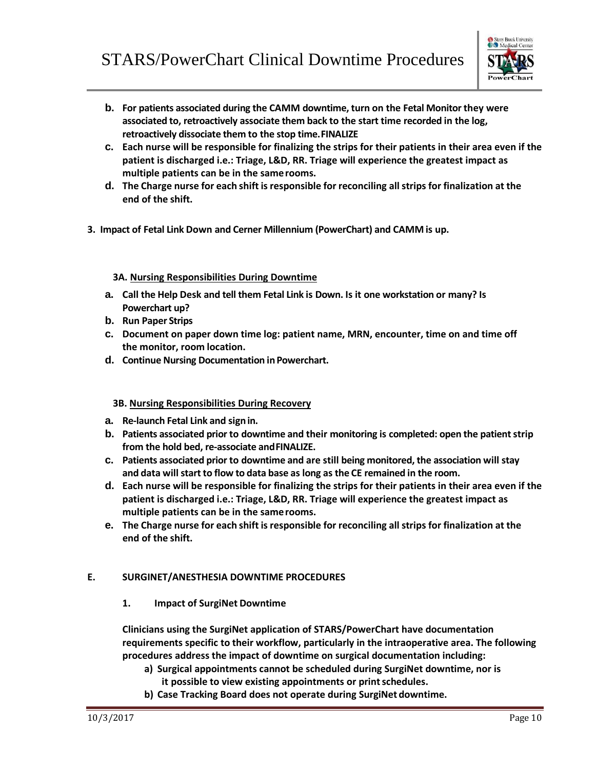b. **For patients associated during the CAMM downtime, turn on the Fetal Monitor they were associated to, retroactively associate them back to the start time recorded in the log, retroactively dissociate them to the stop time. FINALIZE**

c. **Each nurse will be responsible for finalizing the strips for their patients in their area even if the patient is discharged i.e.: Triage, L&D, RR. Triage will experience the greatest impact as multiple patients can be in the same rooms.**

d. **The Charge nurse for each shift is responsible for reconciling all strips for finalization at the end of the shift.**

**3. Impact of Fetal Link Down and Cerner Millennium (PowerChart) and CAMM is up.**

**3A. Nursing Responsibilities During Downtime**

a. **Call the Help Desk and tell them Fetal Link is Down. Is it one workstation or many? Is Powerchart up?**

b. **Run Paper Strips**

c. **Document on paper down time log: patient name, MRN, encounter, time on and time off the monitor, room location.**

d. **Continue Nursing Documentation in Powerchart.**

**3B. Nursing Responsibilities During Recovery**

a. **Re-launch Fetal Link and sign in.**

b. **Patients associated prior to downtime and their monitoring is completed: open the patient strip from the hold bed, re-associate and FINALIZE.**

c. **Patients associated prior to downtime and are still being monitored, the association will stay and data will start to flow to data base as long as the CE remained in the room.**

d. **Each nurse will be responsible for finalizing the strips for their patients in their area even if the patient is discharged i.e.: Triage, L&D, RR. Triage will experience the greatest impact as multiple patients can be in the same rooms.**

e. **The Charge nurse for each shift is responsible for reconciling all strips for finalization at the end of the shift.**

## E. SURGINET/ANESTHESIA DOWNTIME PROCEDURES

### 1. Impact of SurgiNet Downtime

**Clinicians using the SurgiNet application of STARS/PowerChart have documentation requirements specific to their workflow, particularly in the intraoperative area. The following procedures address the impact of downtime on surgical documentation including:**

a) **Surgical appointments cannot be scheduled during SurgiNet downtime, nor is it possible to view existing appointments or print schedules.**

b) **Case Tracking Board does not operate during SurgiNet downtime.**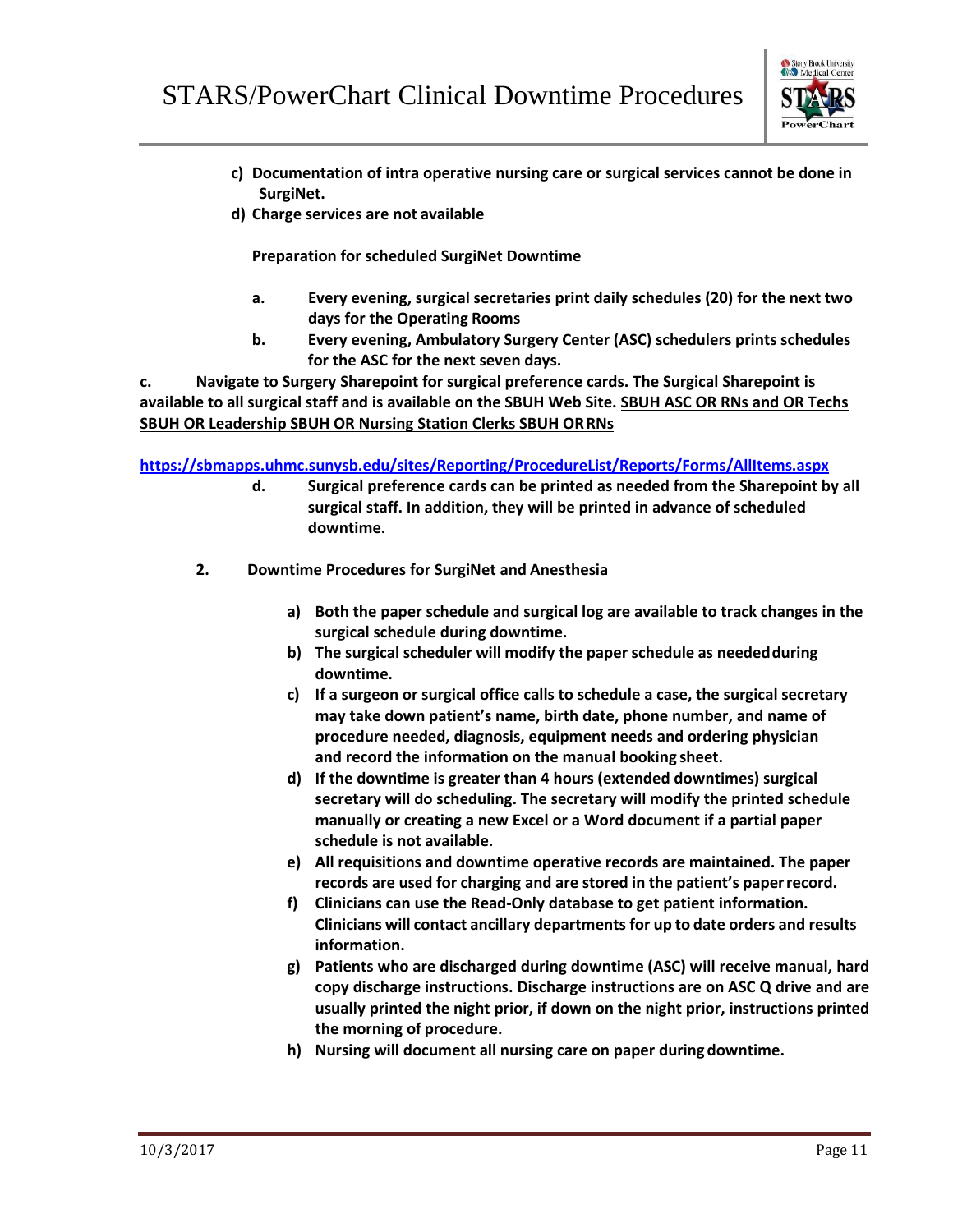**c) Documentation of intra operative nursing care or surgical services cannot be done in SurgiNet.**

**d) Charge services are not available**

**Preparation for scheduled SurgiNet Downtime**

**a. Every evening, surgical secretaries print daily schedules (20) for the next two days for the Operating Rooms**

**b. Every evening, Ambulatory Surgery Center (ASC) schedulers prints schedules for the ASC for the next seven days.**

**c. Navigate to Surgery Sharepoint for surgical preference cards. The Surgical Sharepoint is available to all surgical staff and is available on the SBUH Web Site. SBUH ASC OR RNs and OR Techs SBUH OR Leadership SBUH OR Nursing Station Clerks SBUH OR RNs**

**https://sbmapps.uhmc.sunysb.edu/sites/Reporting/ProcedureList/Reports/Forms/AllItems.aspx**

**d. Surgical preference cards can be printed as needed from the Sharepoint by all surgical staff. In addition, they will be printed in advance of scheduled downtime.**

**2. Downtime Procedures for SurgiNet and Anesthesia**

**a) Both the paper schedule and surgical log are available to track changes in the surgical schedule during downtime.**

**b) The surgical scheduler will modify the paper schedule as needed during downtime.**

**c) If a surgeon or surgical office calls to schedule a case, the surgical secretary may take down patient's name, birth date, phone number, and name of procedure needed, diagnosis, equipment needs and ordering physician and record the information on the manual booking sheet.**

**d) If the downtime is greater than 4 hours (extended downtimes) surgical secretary will do scheduling. The secretary will modify the printed schedule manually or creating a new Excel or a Word document if a partial paper schedule is not available.**

**e) All requisitions and downtime operative records are maintained. The paper records are used for charging and are stored in the patient's paper record.**

**f) Clinicians can use the Read-Only database to get patient information. Clinicians will contact ancillary departments for up to date orders and results information.**

**g) Patients who are discharged during downtime (ASC) will receive manual, hard copy discharge instructions. Discharge instructions are on ASC Q drive and are usually printed the night prior, if down on the night prior, instructions printed the morning of procedure.**

**h) Nursing will document all nursing care on paper during downtime.**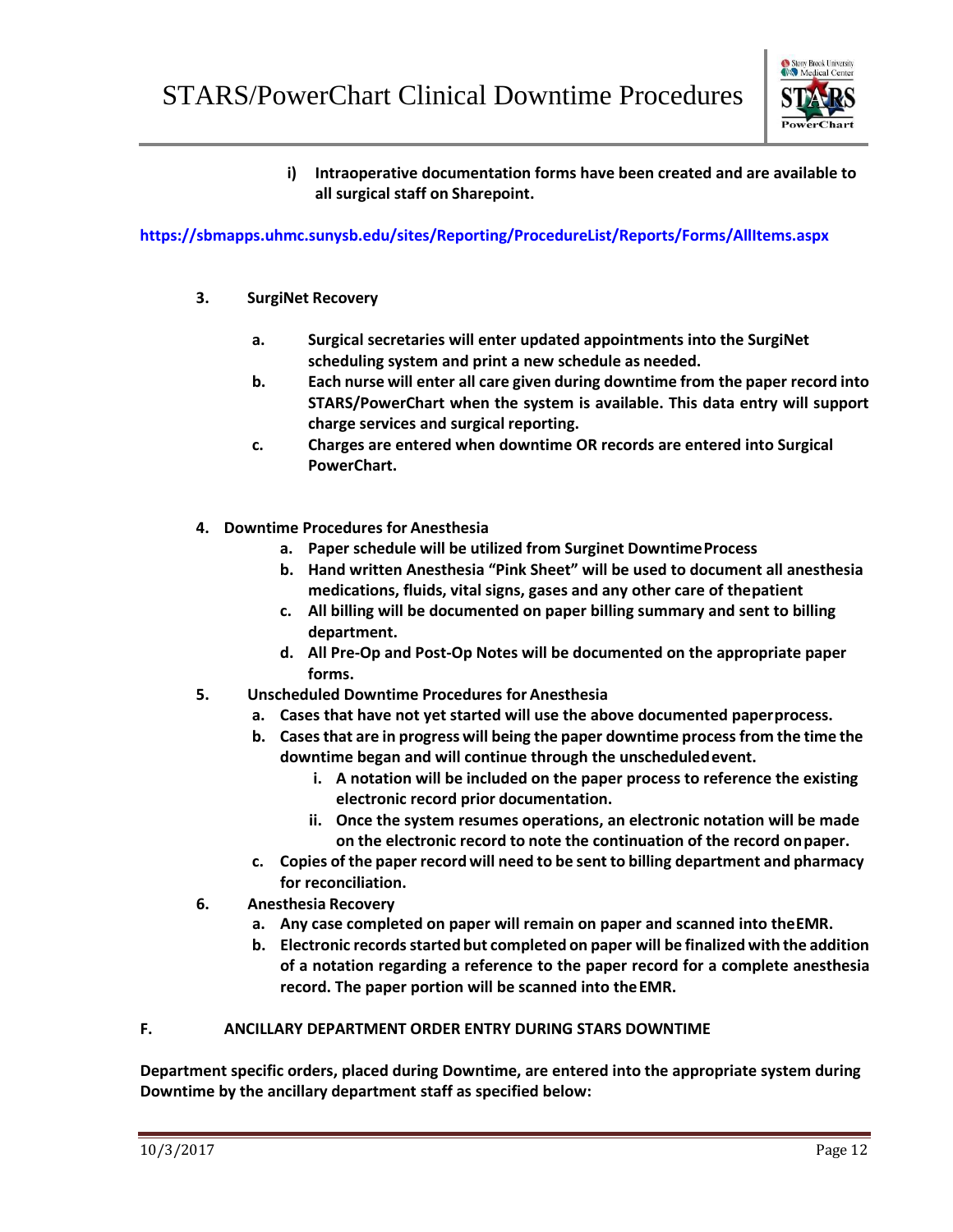i) **Intraoperative documentation forms have been created and are available to all surgical staff on Sharepoint.**

**https://sbmapps.uhmc.sunysb.edu/sites/Reporting/ProcedureList/Reports/Forms/AllItems.aspx**

3. **SurgiNet Recovery**

   a. **Surgical secretaries will enter updated appointments into the SurgiNet scheduling system and print a new schedule as needed.**

   b. **Each nurse will enter all care given during downtime from the paper record into STARS/PowerChart when the system is available. This data entry will support charge services and surgical reporting.**

   c. **Charges are entered when downtime OR records are entered into Surgical PowerChart.**

4. **Downtime Procedures for Anesthesia**
   a. **Paper schedule will be utilized from Surginet Downtime Process**
   b. **Hand written Anesthesia "Pink Sheet" will be used to document all anesthesia medications, fluids, vital signs, gases and any other care of the patient**
   c. **All billing will be documented on paper billing summary and sent to billing department.**
   d. **All Pre-Op and Post-Op Notes will be documented on the appropriate paper forms.**
5. **Unscheduled Downtime Procedures for Anesthesia**
   a. **Cases that have not yet started will use the above documented paper process.**
   b. **Cases that are in progress will being the paper downtime process from the time the downtime began and will continue through the unscheduled event.**
      i. **A notation will be included on the paper process to reference the existing electronic record prior documentation.**
      ii. **Once the system resumes operations, an electronic notation will be made on the electronic record to note the continuation of the record on paper.**
   c. **Copies of the paper record will need to be sent to billing department and pharmacy for reconciliation.**
6. **Anesthesia Recovery**
   a. **Any case completed on paper will remain on paper and scanned into the EMR.**
   b. **Electronic records started but completed on paper will be finalized with the addition of a notation regarding a reference to the paper record for a complete anesthesia record. The paper portion will be scanned into the EMR.**

## F. ANCILLARY DEPARTMENT ORDER ENTRY DURING STARS DOWNTIME

**Department specific orders, placed during Downtime, are entered into the appropriate system during Downtime by the ancillary department staff as specified below:**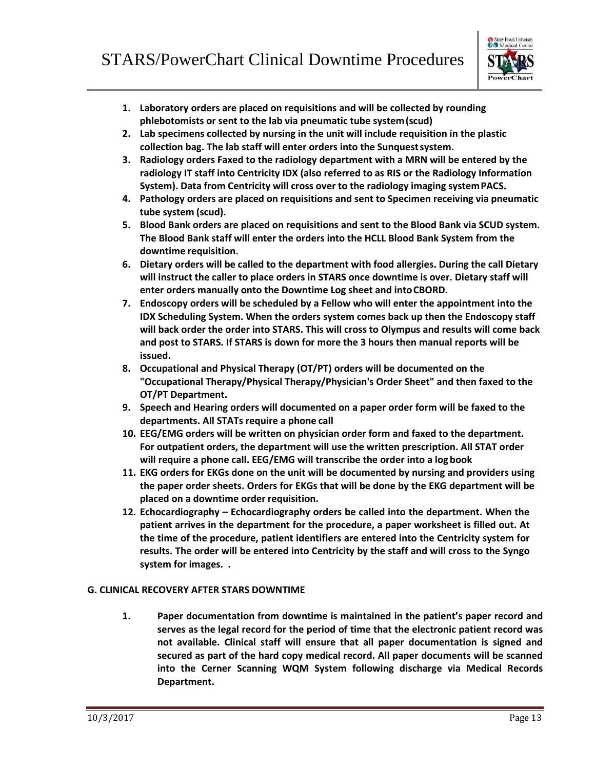1. **Laboratory orders are placed on requisitions and will be collected by rounding phlebotomists or sent to the lab via pneumatic tube system (scud)**
2. **Lab specimens collected by nursing in the unit will include requisition in the plastic collection bag. The lab staff will enter orders into the Sunquest system.**
3. **Radiology orders Faxed to the radiology department with a MRN will be entered by the radiology IT staff into Centricity IDX (also referred to as RIS or the Radiology Information System). Data from Centricity will cross over to the radiology imaging system PACS.**
4. **Pathology orders are placed on requisitions and sent to Specimen receiving via pneumatic tube system (scud).**
5. **Blood Bank orders are placed on requisitions and sent to the Blood Bank via SCUD system. The Blood Bank staff will enter the orders into the HCLL Blood Bank System from the downtime requisition.**
6. **Dietary orders will be called to the department with food allergies. During the call Dietary will instruct the caller to place orders in STARS once downtime is over. Dietary staff will enter orders manually onto the Downtime Log sheet and into CBORD.**
7. **Endoscopy orders will be scheduled by a Fellow who will enter the appointment into the IDX Scheduling System. When the orders system comes back up then the Endoscopy staff will back order the order into STARS. This will cross to Olympus and results will come back and post to STARS. If STARS is down for more the 3 hours then manual reports will be issued.**
8. **Occupational and Physical Therapy (OT/PT) orders will be documented on the "Occupational Therapy/Physical Therapy/Physician's Order Sheet" and then faxed to the OT/PT Department.**
9. **Speech and Hearing orders will documented on a paper order form will be faxed to the departments. All STATs require a phone call**
10. **EEG/EMG orders will be written on physician order form and faxed to the department. For outpatient orders, the department will use the written prescription. All STAT order will require a phone call. EEG/EMG will transcribe the order into a log book**
11. **EKG orders for EKGs done on the unit will be documented by nursing and providers using the paper order sheets. Orders for EKGs that will be done by the EKG department will be placed on a downtime order requisition.**
12. **Echocardiography – Echocardiography orders be called into the department. When the patient arrives in the department for the procedure, a paper worksheet is filled out. At the time of the procedure, patient identifiers are entered into the Centricity system for results. The order will be entered into Centricity by the staff and will cross to the Syngo system for images. .**

## G. CLINICAL RECOVERY AFTER STARS DOWNTIME

1. **Paper documentation from downtime is maintained in the patient's paper record and serves as the legal record for the period of time that the electronic patient record was not available. Clinical staff will ensure that all paper documentation is signed and secured as part of the hard copy medical record. All paper documents will be scanned into the Cerner Scanning WQM System following discharge via Medical Records Department.**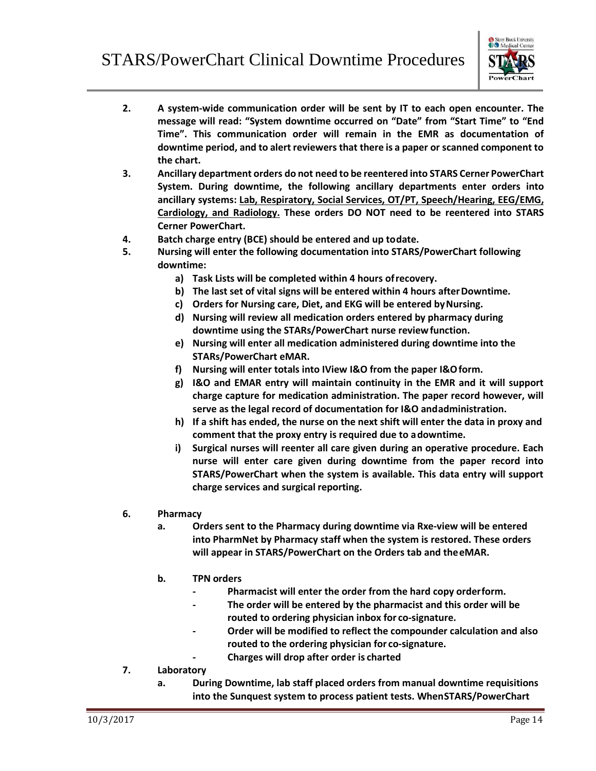2. **A system-wide communication order will be sent by IT to each open encounter. The message will read: "System downtime occurred on "Date" from "Start Time" to "End Time". This communication order will remain in the EMR as documentation of downtime period, and to alert reviewers that there is a paper or scanned component to the chart.**
3. **Ancillary department orders do not need to be reentered into STARS Cerner PowerChart System. During downtime, the following ancillary departments enter orders into ancillary systems: <u>Lab, Respiratory, Social Services, OT/PT, Speech/Hearing, EEG/EMG, Cardiology, and Radiology.</u> These orders DO NOT need to be reentered into STARS Cerner PowerChart.**
4. **Batch charge entry (BCE) should be entered and up todate.**
5. **Nursing will enter the following documentation into STARS/PowerChart following downtime:**
   - **a) Task Lists will be completed within 4 hours ofrecovery.**
   - **b) The last set of vital signs will be entered within 4 hours afterDowntime.**
   - **c) Orders for Nursing care, Diet, and EKG will be entered byNursing.**
   - **d) Nursing will review all medication orders entered by pharmacy during downtime using the STARs/PowerChart nurse reviewfunction.**
   - **e) Nursing will enter all medication administered during downtime into the STARs/PowerChart eMAR.**
   - **f) Nursing will enter totals into IView I&O from the paper I&Oform.**
   - **g) I&O and EMAR entry will maintain continuity in the EMR and it will support charge capture for medication administration. The paper record however, will serve as the legal record of documentation for I&O andadministration.**
   - **h) If a shift has ended, the nurse on the next shift will enter the data in proxy and comment that the proxy entry is required due to adowntime.**
   - **i) Surgical nurses will reenter all care given during an operative procedure. Each nurse will enter care given during downtime from the paper record into STARS/PowerChart when the system is available. This data entry will support charge services and surgical reporting.**

6. **Pharmacy**
   - **a. Orders sent to the Pharmacy during downtime via Rxe-view will be entered into PharmNet by Pharmacy staff when the system is restored. These orders will appear in STARS/PowerChart on the Orders tab and theeMAR.**
   - **b. TPN orders**
     - **Pharmacist will enter the order from the hard copy orderform.**
     - **The order will be entered by the pharmacist and this order will be routed to ordering physician inbox for co-signature.**
     - **Order will be modified to reflect the compounder calculation and also routed to the ordering physician for co-signature.**
     - **Charges will drop after order is charted**
7. **Laboratory**
   - **a. During Downtime, lab staff placed orders from manual downtime requisitions into the Sunquest system to process patient tests. WhenSTARS/PowerChart**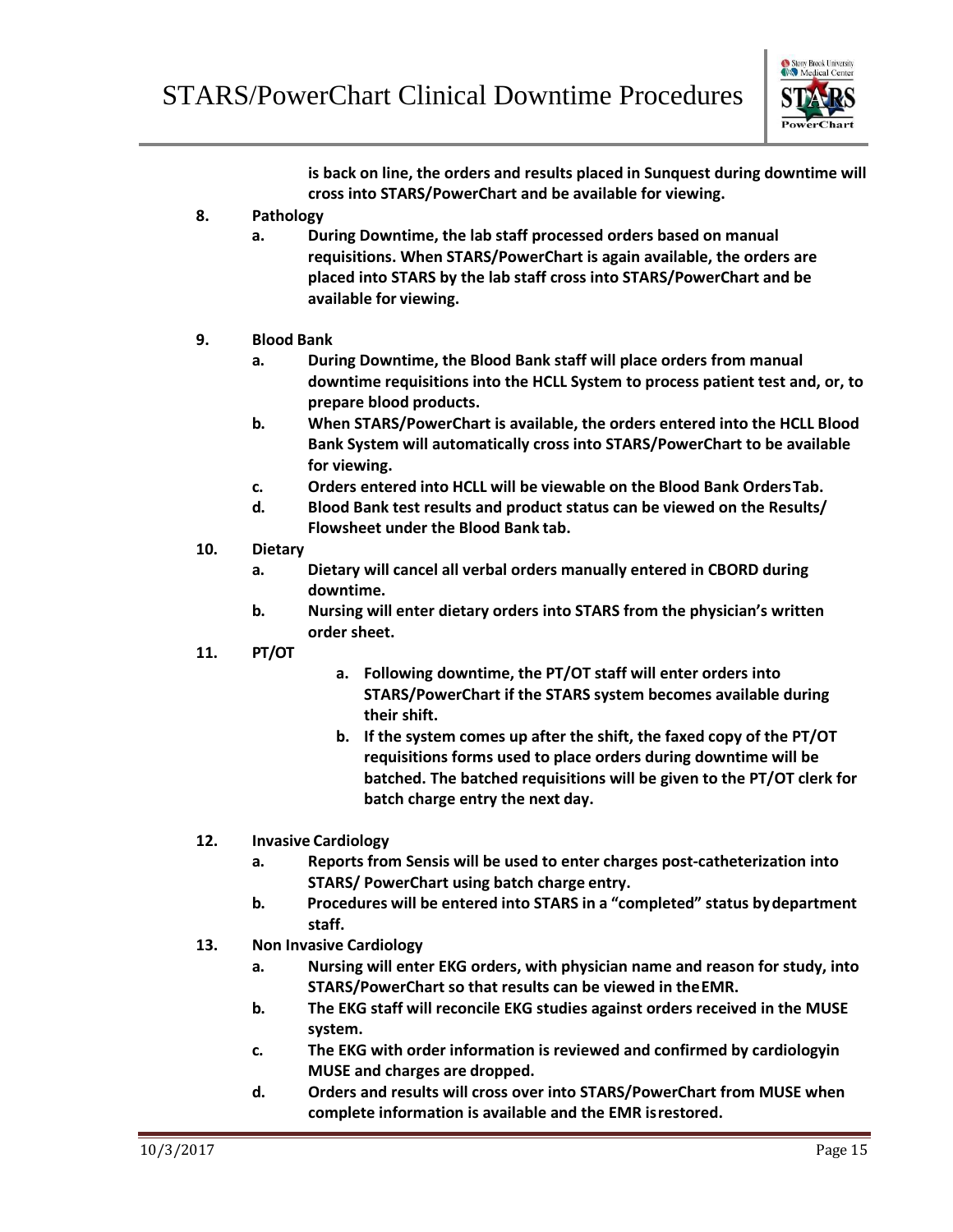**is back on line, the orders and results placed in Sunquest during downtime will cross into STARS/PowerChart and be available for viewing.**

**8. Pathology**

- **a. During Downtime, the lab staff processed orders based on manual requisitions. When STARS/PowerChart is again available, the orders are placed into STARS by the lab staff cross into STARS/PowerChart and be available for viewing.**

**9. Blood Bank**

- **a. During Downtime, the Blood Bank staff will place orders from manual downtime requisitions into the HCLL System to process patient test and, or, to prepare blood products.**
- **b. When STARS/PowerChart is available, the orders entered into the HCLL Blood Bank System will automatically cross into STARS/PowerChart to be available for viewing.**
- **c. Orders entered into HCLL will be viewable on the Blood Bank Orders Tab.**
- **d. Blood Bank test results and product status can be viewed on the Results/ Flowsheet under the Blood Bank tab.**

**10. Dietary**

- **a. Dietary will cancel all verbal orders manually entered in CBORD during downtime.**
- **b. Nursing will enter dietary orders into STARS from the physician's written order sheet.**

**11. PT/OT**

- **a. Following downtime, the PT/OT staff will enter orders into STARS/PowerChart if the STARS system becomes available during their shift.**
- **b. If the system comes up after the shift, the faxed copy of the PT/OT requisitions forms used to place orders during downtime will be batched. The batched requisitions will be given to the PT/OT clerk for batch charge entry the next day.**

**12. Invasive Cardiology**

- **a. Reports from Sensis will be used to enter charges post-catheterization into STARS/ PowerChart using batch charge entry.**
- **b. Procedures will be entered into STARS in a "completed" status by department staff.**

**13. Non Invasive Cardiology**

- **a. Nursing will enter EKG orders, with physician name and reason for study, into STARS/PowerChart so that results can be viewed in the EMR.**
- **b. The EKG staff will reconcile EKG studies against orders received in the MUSE system.**
- **c. The EKG with order information is reviewed and confirmed by cardiology in MUSE and charges are dropped.**
- **d. Orders and results will cross over into STARS/PowerChart from MUSE when complete information is available and the EMR is restored.**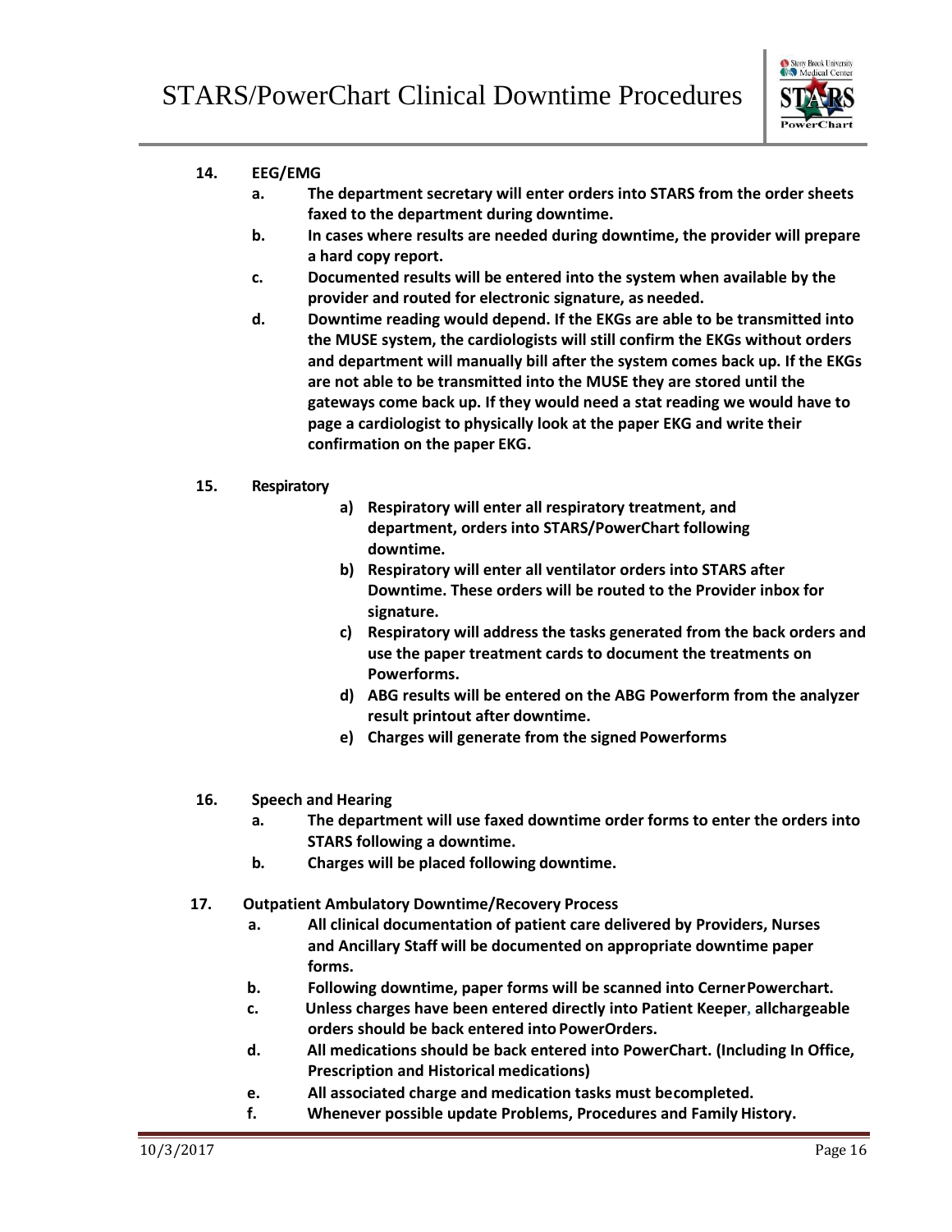**14. EEG/EMG**

- **a. The department secretary will enter orders into STARS from the order sheets faxed to the department during downtime.**
- **b. In cases where results are needed during downtime, the provider will prepare a hard copy report.**
- **c. Documented results will be entered into the system when available by the provider and routed for electronic signature, as needed.**
- **d. Downtime reading would depend. If the EKGs are able to be transmitted into the MUSE system, the cardiologists will still confirm the EKGs without orders and department will manually bill after the system comes back up. If the EKGs are not able to be transmitted into the MUSE they are stored until the gateways come back up. If they would need a stat reading we would have to page a cardiologist to physically look at the paper EKG and write their confirmation on the paper EKG.**

**15. Respiratory**

- **a) Respiratory will enter all respiratory treatment, and department, orders into STARS/PowerChart following downtime.**
- **b) Respiratory will enter all ventilator orders into STARS after Downtime. These orders will be routed to the Provider inbox for signature.**
- **c) Respiratory will address the tasks generated from the back orders and use the paper treatment cards to document the treatments on Powerforms.**
- **d) ABG results will be entered on the ABG Powerform from the analyzer result printout after downtime.**
- **e) Charges will generate from the signed Powerforms**

**16. Speech and Hearing**

- **a. The department will use faxed downtime order forms to enter the orders into STARS following a downtime.**
- **b. Charges will be placed following downtime.**

**17. Outpatient Ambulatory Downtime/Recovery Process**

- **a. All clinical documentation of patient care delivered by Providers, Nurses and Ancillary Staff will be documented on appropriate downtime paper forms.**
- **b. Following downtime, paper forms will be scanned into Cerner Powerchart.**
- **c. Unless charges have been entered directly into Patient Keeper, all chargeable orders should be back entered into PowerOrders.**
- **d. All medications should be back entered into PowerChart. (Including In Office, Prescription and Historical medications)**
- **e. All associated charge and medication tasks must be completed.**
- **f. Whenever possible update Problems, Procedures and Family History.**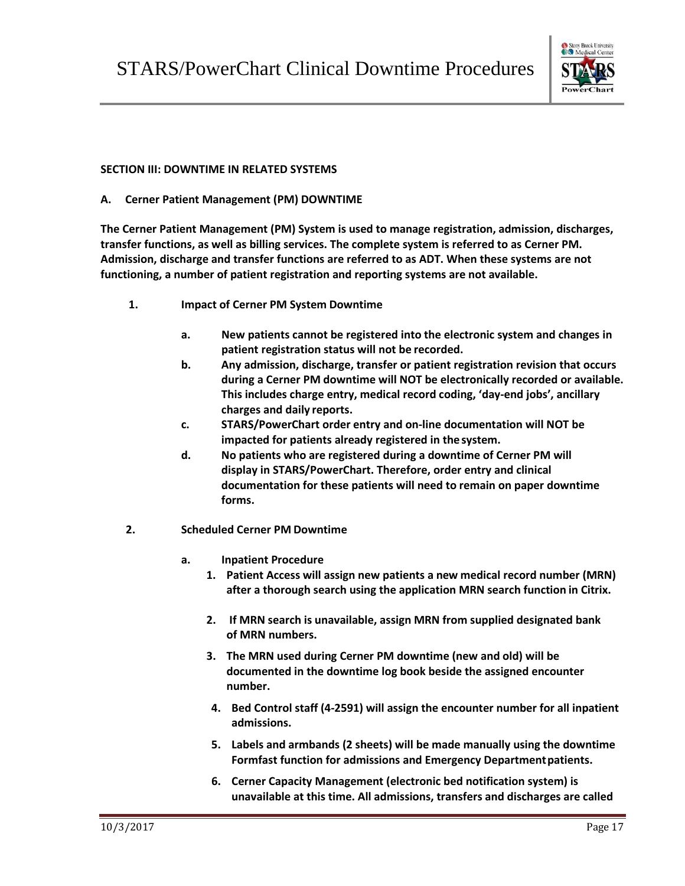**SECTION III: DOWNTIME IN RELATED SYSTEMS**

**A. Cerner Patient Management (PM) DOWNTIME**

**The Cerner Patient Management (PM) System is used to manage registration, admission, discharges, transfer functions, as well as billing services. The complete system is referred to as Cerner PM. Admission, discharge and transfer functions are referred to as ADT. When these systems are not functioning, a number of patient registration and reporting systems are not available.**

**1. Impact of Cerner PM System Downtime**

- **a. New patients cannot be registered into the electronic system and changes in patient registration status will not be recorded.**
- **b. Any admission, discharge, transfer or patient registration revision that occurs during a Cerner PM downtime will NOT be electronically recorded or available. This includes charge entry, medical record coding, 'day-end jobs', ancillary charges and daily reports.**
- **c. STARS/PowerChart order entry and on-line documentation will NOT be impacted for patients already registered in the system.**
- **d. No patients who are registered during a downtime of Cerner PM will display in STARS/PowerChart. Therefore, order entry and clinical documentation for these patients will need to remain on paper downtime forms.**

**2. Scheduled Cerner PM Downtime**

- **a. Inpatient Procedure**
  1. **Patient Access will assign new patients a new medical record number (MRN) after a thorough search using the application MRN search function in Citrix.**
  2. **If MRN search is unavailable, assign MRN from supplied designated bank of MRN numbers.**
  3. **The MRN used during Cerner PM downtime (new and old) will be documented in the downtime log book beside the assigned encounter number.**
  4. **Bed Control staff (4-2591) will assign the encounter number for all inpatient admissions.**
  5. **Labels and armbands (2 sheets) will be made manually using the downtime Formfast function for admissions and Emergency Department patients.**
  6. **Cerner Capacity Management (electronic bed notification system) is unavailable at this time. All admissions, transfers and discharges are called**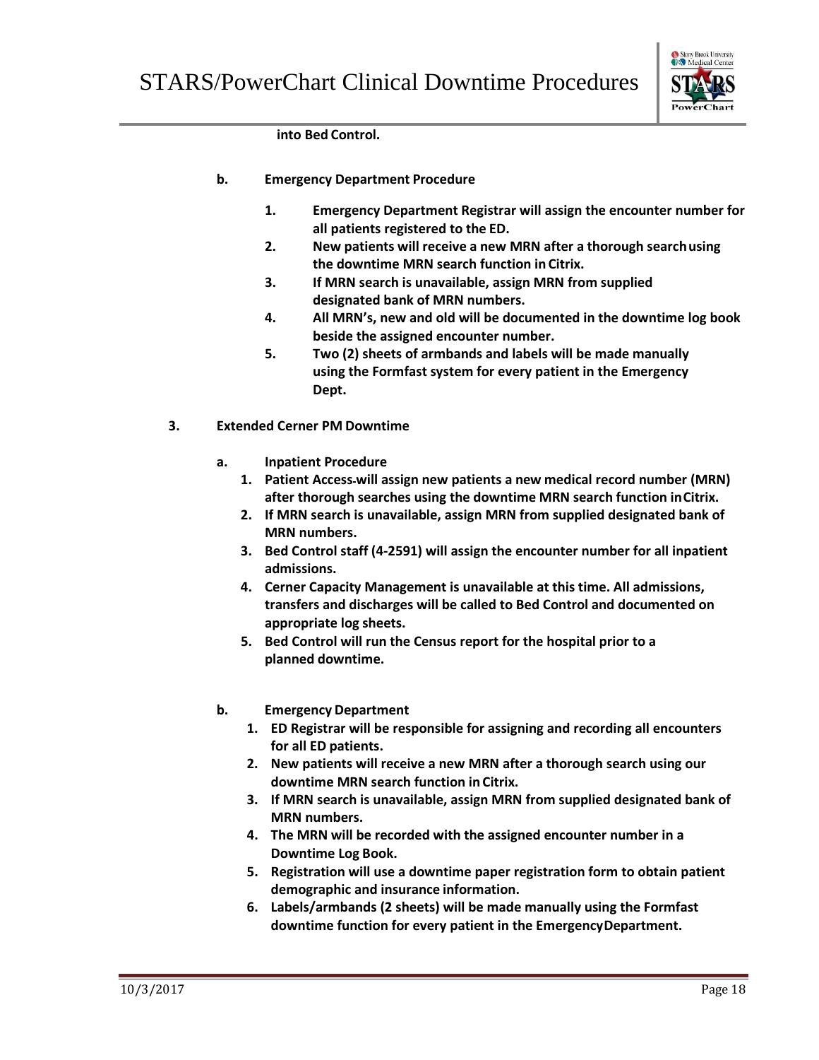**into Bed Control.**

**b. Emergency Department Procedure**

1. **Emergency Department Registrar will assign the encounter number for all patients registered to the ED.**
2. **New patients will receive a new MRN after a thorough search using the downtime MRN search function in Citrix.**
3. **If MRN search is unavailable, assign MRN from supplied designated bank of MRN numbers.**
4. **All MRN's, new and old will be documented in the downtime log book beside the assigned encounter number.**
5. **Two (2) sheets of armbands and labels will be made manually using the Formfast system for every patient in the Emergency Dept.**

**3. Extended Cerner PM Downtime**

**a. Inpatient Procedure**

1. **Patient Access will assign new patients a new medical record number (MRN) after thorough searches using the downtime MRN search function in Citrix.**
2. **If MRN search is unavailable, assign MRN from supplied designated bank of MRN numbers.**
3. **Bed Control staff (4-2591) will assign the encounter number for all inpatient admissions.**
4. **Cerner Capacity Management is unavailable at this time. All admissions, transfers and discharges will be called to Bed Control and documented on appropriate log sheets.**
5. **Bed Control will run the Census report for the hospital prior to a planned downtime.**

**b. Emergency Department**

1. **ED Registrar will be responsible for assigning and recording all encounters for all ED patients.**
2. **New patients will receive a new MRN after a thorough search using our downtime MRN search function in Citrix.**
3. **If MRN search is unavailable, assign MRN from supplied designated bank of MRN numbers.**
4. **The MRN will be recorded with the assigned encounter number in a Downtime Log Book.**
5. **Registration will use a downtime paper registration form to obtain patient demographic and insurance information.**
6. **Labels/armbands (2 sheets) will be made manually using the Formfast downtime function for every patient in the Emergency Department.**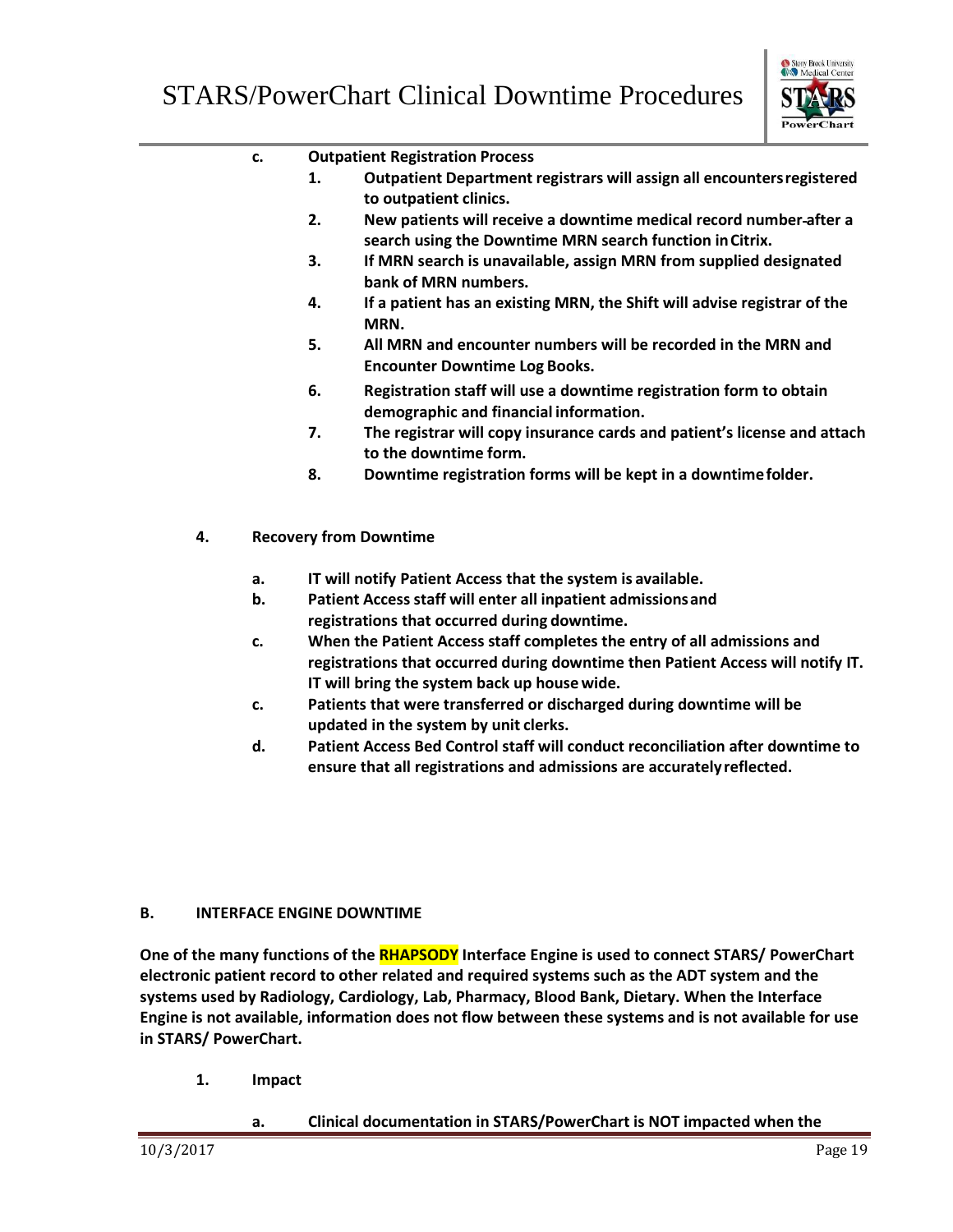- **c. Outpatient Registration Process**
  1. **Outpatient Department registrars will assign all encounters registered to outpatient clinics.**
  2. **New patients will receive a downtime medical record number after a search using the Downtime MRN search function in Citrix.**
  3. **If MRN search is unavailable, assign MRN from supplied designated bank of MRN numbers.**
  4. **If a patient has an existing MRN, the Shift will advise registrar of the MRN.**
  5. **All MRN and encounter numbers will be recorded in the MRN and Encounter Downtime Log Books.**
  6. **Registration staff will use a downtime registration form to obtain demographic and financial information.**
  7. **The registrar will copy insurance cards and patient's license and attach to the downtime form.**
  8. **Downtime registration forms will be kept in a downtime folder.**

**4. Recovery from Downtime**

- **a. IT will notify Patient Access that the system is available.**
- **b. Patient Access staff will enter all inpatient admissions and registrations that occurred during downtime.**
- **c. When the Patient Access staff completes the entry of all admissions and registrations that occurred during downtime then Patient Access will notify IT. IT will bring the system back up house wide.**
- **c. Patients that were transferred or discharged during downtime will be updated in the system by unit clerks.**
- **d. Patient Access Bed Control staff will conduct reconciliation after downtime to ensure that all registrations and admissions are accurately reflected.**

### B. INTERFACE ENGINE DOWNTIME

**One of the many functions of the RHAPSODY Interface Engine is used to connect STARS/ PowerChart electronic patient record to other related and required systems such as the ADT system and the systems used by Radiology, Cardiology, Lab, Pharmacy, Blood Bank, Dietary. When the Interface Engine is not available, information does not flow between these systems and is not available for use in STARS/ PowerChart.**

**1. Impact**

- **a. Clinical documentation in STARS/PowerChart is NOT impacted when the**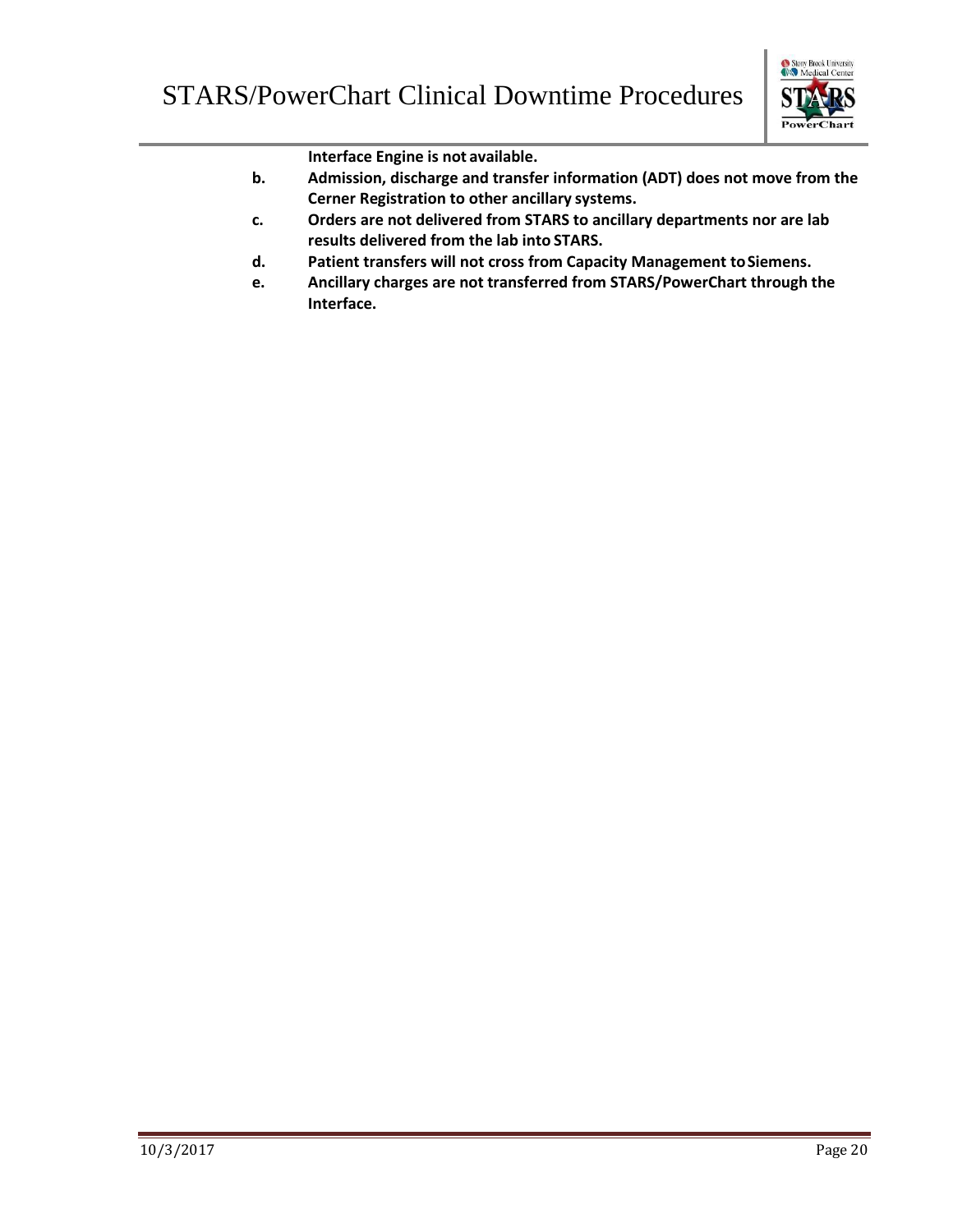**Interface Engine is not available.**

b. **Admission, discharge and transfer information (ADT) does not move from the Cerner Registration to other ancillary systems.**

c. **Orders are not delivered from STARS to ancillary departments nor are lab results delivered from the lab into STARS.**

d. **Patient transfers will not cross from Capacity Management to Siemens.**

e. **Ancillary charges are not transferred from STARS/PowerChart through the Interface.**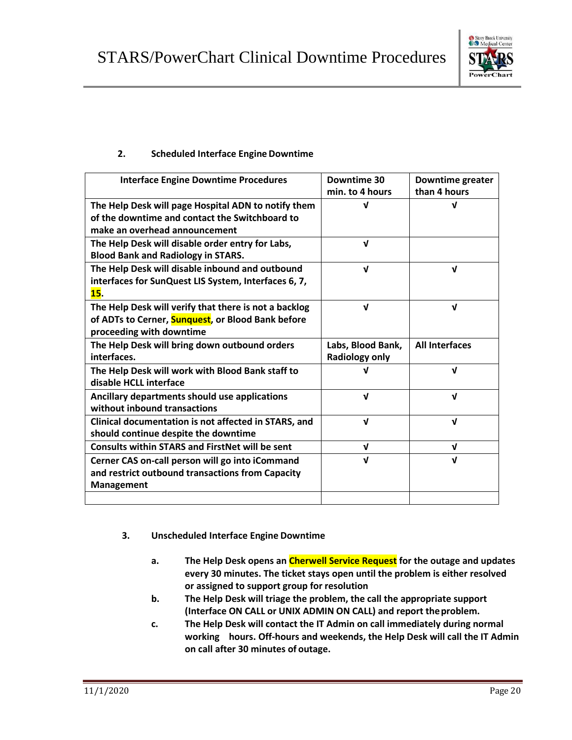**2. Scheduled Interface Engine Downtime**

| Interface Engine Downtime Procedures | Downtime 30 min. to 4 hours | Downtime greater than 4 hours |
|---|---|---|
| The Help Desk will page Hospital ADN to notify them of the downtime and contact the Switchboard to make an overhead announcement | √ | √ |
| The Help Desk will disable order entry for Labs, Blood Bank and Radiology in STARS. | √ | |
| The Help Desk will disable inbound and outbound interfaces for SunQuest LIS System, Interfaces 6, 7, 15. | √ | √ |
| The Help Desk will verify that there is not a backlog of ADTs to Cerner, Sunquest, or Blood Bank before proceeding with downtime | √ | √ |
| The Help Desk will bring down outbound orders interfaces. | Labs, Blood Bank, Radiology only | All Interfaces |
| The Help Desk will work with Blood Bank staff to disable HCLL interface | √ | √ |
| Ancillary departments should use applications without inbound transactions | √ | √ |
| Clinical documentation is not affected in STARS, and should continue despite the downtime | √ | √ |
| Consults within STARS and FirstNet will be sent | √ | √ |
| Cerner CAS on-call person will go into iCommand and restrict outbound transactions from Capacity Management | √ | √ |
| | | |

**3. Unscheduled Interface Engine Downtime**

- **a.** **The Help Desk opens an Cherwell Service Request for the outage and updates every 30 minutes. The ticket stays open until the problem is either resolved or assigned to support group for resolution**
- **b.** **The Help Desk will triage the problem, the call the appropriate support (Interface ON CALL or UNIX ADMIN ON CALL) and report the problem.**
- **c.** **The Help Desk will contact the IT Admin on call immediately during normal working hours. Off-hours and weekends, the Help Desk will call the IT Admin on call after 30 minutes of outage.**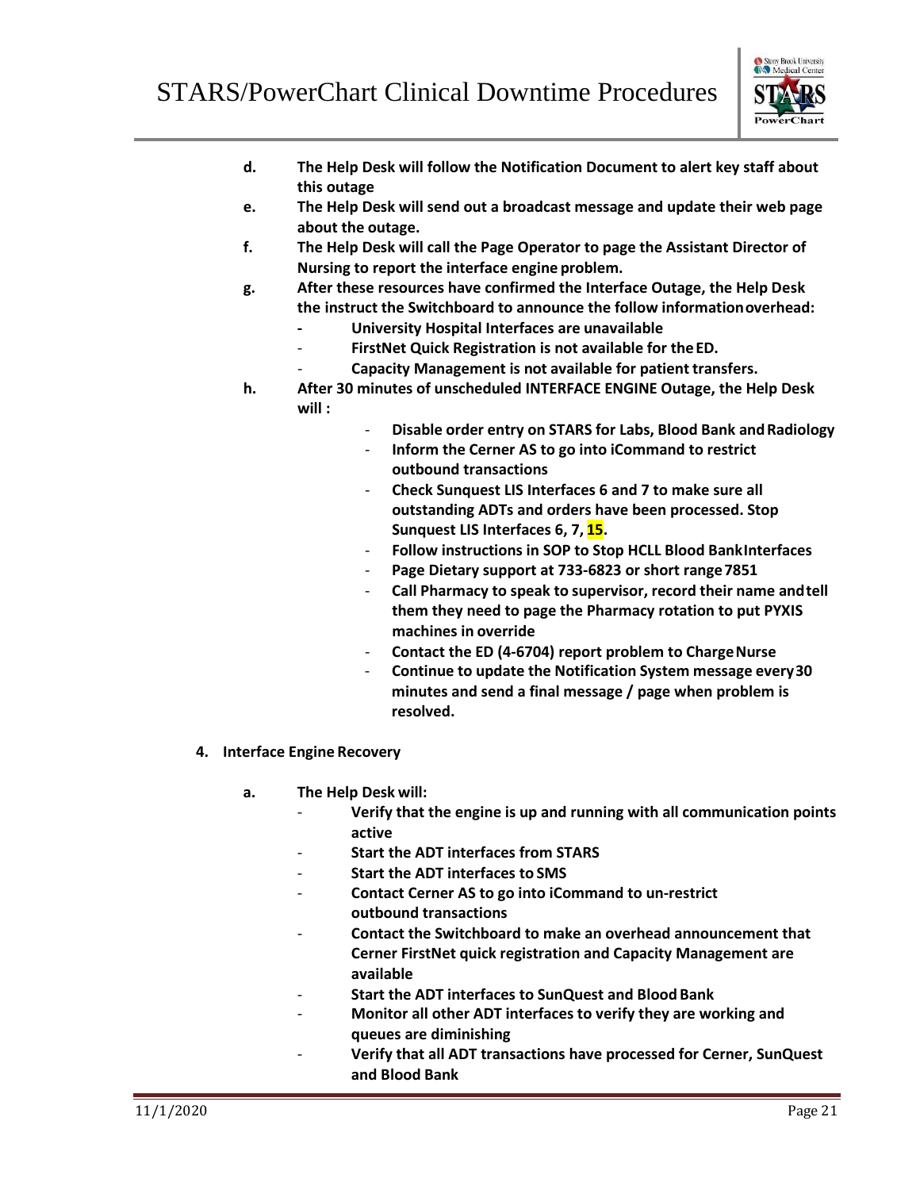- **d.** **The Help Desk will follow the Notification Document to alert key staff about this outage**
- **e.** **The Help Desk will send out a broadcast message and update their web page about the outage.**
- **f.** **The Help Desk will call the Page Operator to page the Assistant Director of Nursing to report the interface engine problem.**
- **g.** **After these resources have confirmed the Interface Outage, the Help Desk the instruct the Switchboard to announce the follow information overhead:**
  - **University Hospital Interfaces are unavailable**
  - **FirstNet Quick Registration is not available for the ED.**
  - **Capacity Management is not available for patient transfers.**
- **h.** **After 30 minutes of unscheduled INTERFACE ENGINE Outage, the Help Desk will :**
  - **Disable order entry on STARS for Labs, Blood Bank and Radiology**
  - **Inform the Cerner AS to go into iCommand to restrict outbound transactions**
  - **Check Sunquest LIS Interfaces 6 and 7 to make sure all outstanding ADTs and orders have been processed. Stop Sunquest LIS Interfaces 6, 7, 15.**
  - **Follow instructions in SOP to Stop HCLL Blood Bank Interfaces**
  - **Page Dietary support at 733-6823 or short range 7851**
  - **Call Pharmacy to speak to supervisor, record their name and tell them they need to page the Pharmacy rotation to put PYXIS machines in override**
  - **Contact the ED (4-6704) report problem to Charge Nurse**
  - **Continue to update the Notification System message every 30 minutes and send a final message / page when problem is resolved.**

**4. Interface Engine Recovery**

- **a.** **The Help Desk will:**
  - **Verify that the engine is up and running with all communication points active**
  - **Start the ADT interfaces from STARS**
  - **Start the ADT interfaces to SMS**
  - **Contact Cerner AS to go into iCommand to un-restrict outbound transactions**
  - **Contact the Switchboard to make an overhead announcement that Cerner FirstNet quick registration and Capacity Management are available**
  - **Start the ADT interfaces to SunQuest and Blood Bank**
  - **Monitor all other ADT interfaces to verify they are working and queues are diminishing**
  - **Verify that all ADT transactions have processed for Cerner, SunQuest and Blood Bank**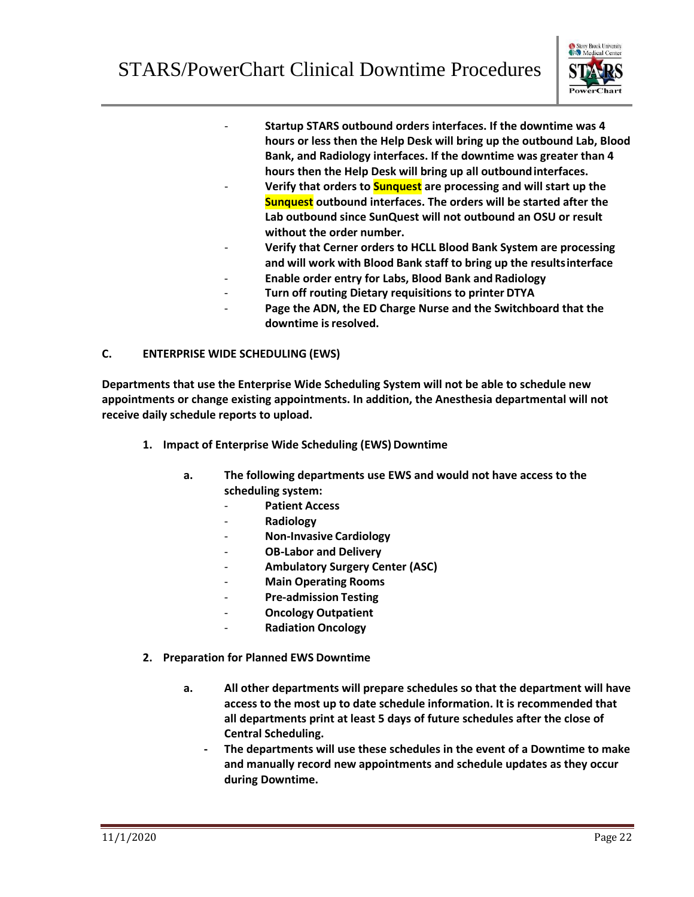- **Startup STARS outbound orders interfaces. If the downtime was 4 hours or less then the Help Desk will bring up the outbound Lab, Blood Bank, and Radiology interfaces. If the downtime was greater than 4 hours then the Help Desk will bring up all outbound interfaces.**
- **Verify that orders to Sunquest are processing and will start up the Sunquest outbound interfaces. The orders will be started after the Lab outbound since SunQuest will not outbound an OSU or result without the order number.**
- **Verify that Cerner orders to HCLL Blood Bank System are processing and will work with Blood Bank staff to bring up the results interface**
- **Enable order entry for Labs, Blood Bank and Radiology**
- **Turn off routing Dietary requisitions to printer DTYA**
- **Page the ADN, the ED Charge Nurse and the Switchboard that the downtime is resolved.**

## C. ENTERPRISE WIDE SCHEDULING (EWS)

**Departments that use the Enterprise Wide Scheduling System will not be able to schedule new appointments or change existing appointments. In addition, the Anesthesia departmental will not receive daily schedule reports to upload.**

### 1. Impact of Enterprise Wide Scheduling (EWS) Downtime

**a. The following departments use EWS and would not have access to the scheduling system:**

- **Patient Access**
- **Radiology**
- **Non-Invasive Cardiology**
- **OB-Labor and Delivery**
- **Ambulatory Surgery Center (ASC)**
- **Main Operating Rooms**
- **Pre-admission Testing**
- **Oncology Outpatient**
- **Radiation Oncology**

### 2. Preparation for Planned EWS Downtime

**a. All other departments will prepare schedules so that the department will have access to the most up to date schedule information. It is recommended that all departments print at least 5 days of future schedules after the close of Central Scheduling.**

- **The departments will use these schedules in the event of a Downtime to make and manually record new appointments and schedule updates as they occur during Downtime.**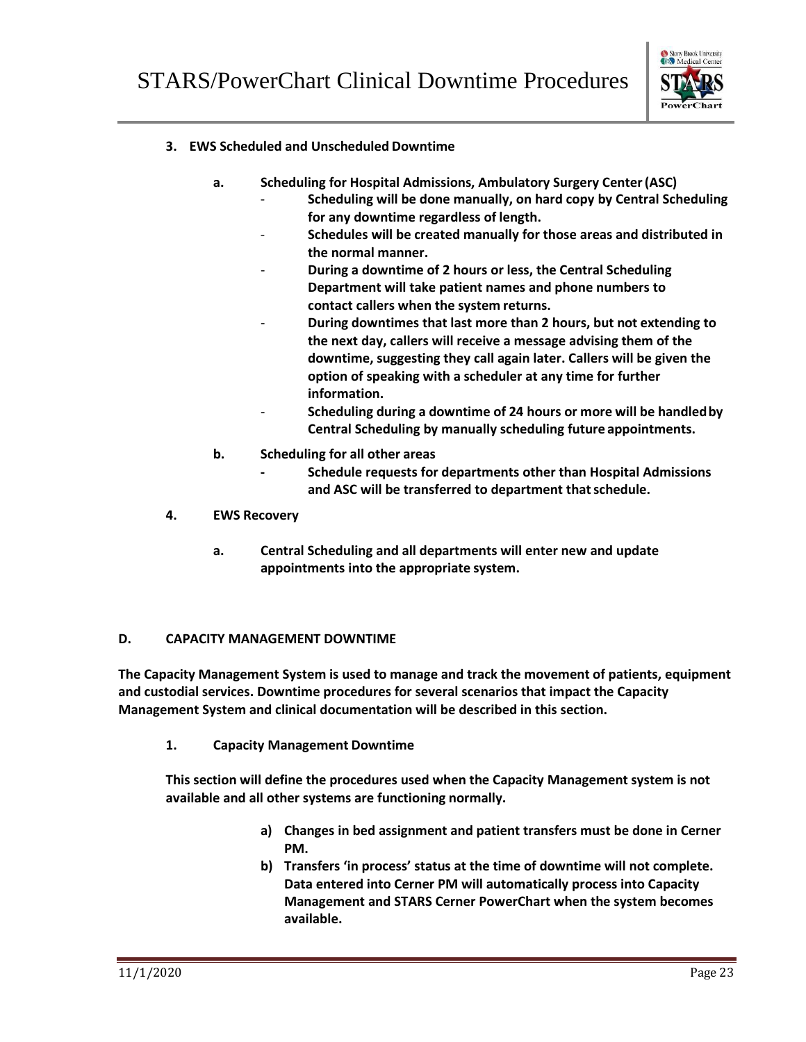**3. EWS Scheduled and Unscheduled Downtime**

**a. Scheduling for Hospital Admissions, Ambulatory Surgery Center (ASC)**

- **Scheduling will be done manually, on hard copy by Central Scheduling for any downtime regardless of length.**
- **Schedules will be created manually for those areas and distributed in the normal manner.**
- **During a downtime of 2 hours or less, the Central Scheduling Department will take patient names and phone numbers to contact callers when the system returns.**
- **During downtimes that last more than 2 hours, but not extending to the next day, callers will receive a message advising them of the downtime, suggesting they call again later. Callers will be given the option of speaking with a scheduler at any time for further information.**
- **Scheduling during a downtime of 24 hours or more will be handled by Central Scheduling by manually scheduling future appointments.**

**b. Scheduling for all other areas**

- **Schedule requests for departments other than Hospital Admissions and ASC will be transferred to department that schedule.**

**4. EWS Recovery**

**a. Central Scheduling and all departments will enter new and update appointments into the appropriate system.**

## D. CAPACITY MANAGEMENT DOWNTIME

**The Capacity Management System is used to manage and track the movement of patients, equipment and custodial services. Downtime procedures for several scenarios that impact the Capacity Management System and clinical documentation will be described in this section.**

**1. Capacity Management Downtime**

**This section will define the procedures used when the Capacity Management system is not available and all other systems are functioning normally.**

**a) Changes in bed assignment and patient transfers must be done in Cerner PM.**

**b) Transfers 'in process' status at the time of downtime will not complete. Data entered into Cerner PM will automatically process into Capacity Management and STARS Cerner PowerChart when the system becomes available.**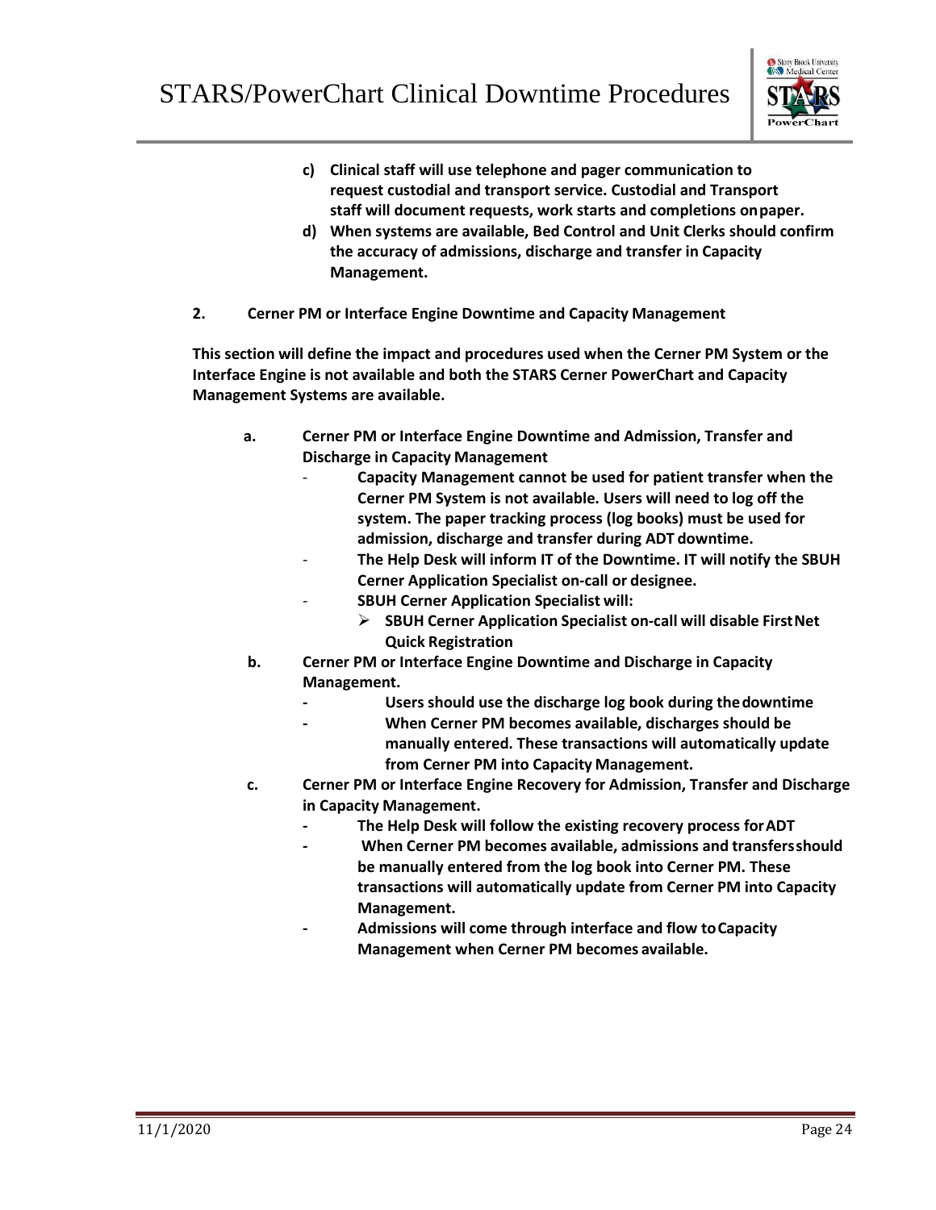c) **Clinical staff will use telephone and pager communication to request custodial and transport service. Custodial and Transport staff will document requests, work starts and completions on paper.**

d) **When systems are available, Bed Control and Unit Clerks should confirm the accuracy of admissions, discharge and transfer in Capacity Management.**

**2. Cerner PM or Interface Engine Downtime and Capacity Management**

**This section will define the impact and procedures used when the Cerner PM System or the Interface Engine is not available and both the STARS Cerner PowerChart and Capacity Management Systems are available.**

**a. Cerner PM or Interface Engine Downtime and Admission, Transfer and Discharge in Capacity Management**

- **Capacity Management cannot be used for patient transfer when the Cerner PM System is not available. Users will need to log off the system. The paper tracking process (log books) must be used for admission, discharge and transfer during ADT downtime.**
- **The Help Desk will inform IT of the Downtime. IT will notify the SBUH Cerner Application Specialist on-call or designee.**
- **SBUH Cerner Application Specialist will:**
  - **SBUH Cerner Application Specialist on-call will disable FirstNet Quick Registration**

**b. Cerner PM or Interface Engine Downtime and Discharge in Capacity Management.**

- **Users should use the discharge log book during the downtime**
- **When Cerner PM becomes available, discharges should be manually entered. These transactions will automatically update from Cerner PM into Capacity Management.**

**c. Cerner PM or Interface Engine Recovery for Admission, Transfer and Discharge in Capacity Management.**

- **The Help Desk will follow the existing recovery process for ADT**
- **When Cerner PM becomes available, admissions and transfers should be manually entered from the log book into Cerner PM. These transactions will automatically update from Cerner PM into Capacity Management.**
- **Admissions will come through interface and flow to Capacity Management when Cerner PM becomes available.**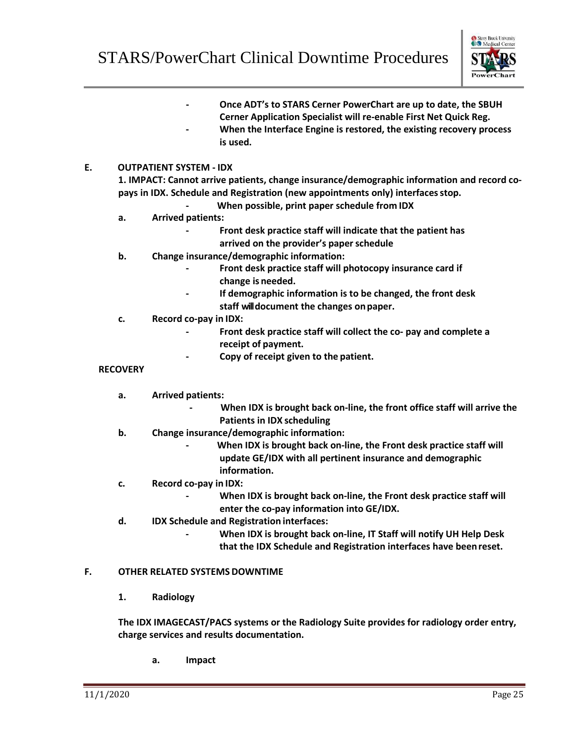- **Once ADT's to STARS Cerner PowerChart are up to date, the SBUH Cerner Application Specialist will re-enable First Net Quick Reg.**
- **When the Interface Engine is restored, the existing recovery process is used.**

**E. OUTPATIENT SYSTEM - IDX**

**1. IMPACT: Cannot arrive patients, change insurance/demographic information and record co-pays in IDX. Schedule and Registration (new appointments only) interfaces stop.**

- **When possible, print paper schedule from IDX**

**a. Arrived patients:**

- **Front desk practice staff will indicate that the patient has arrived on the provider's paper schedule**

**b. Change insurance/demographic information:**

- **Front desk practice staff will photocopy insurance card if change is needed.**
- **If demographic information is to be changed, the front desk staff will document the changes on paper.**

**c. Record co-pay in IDX:**

- **Front desk practice staff will collect the co- pay and complete a receipt of payment.**
- **Copy of receipt given to the patient.**

**RECOVERY**

**a. Arrived patients:**

- **When IDX is brought back on-line, the front office staff will arrive the Patients in IDX scheduling**

**b. Change insurance/demographic information:**

- **When IDX is brought back on-line, the Front desk practice staff will update GE/IDX with all pertinent insurance and demographic information.**

**c. Record co-pay in IDX:**

- **When IDX is brought back on-line, the Front desk practice staff will enter the co-pay information into GE/IDX.**

**d. IDX Schedule and Registration interfaces:**

- **When IDX is brought back on-line, IT Staff will notify UH Help Desk that the IDX Schedule and Registration interfaces have been reset.**

**F. OTHER RELATED SYSTEMS DOWNTIME**

**1. Radiology**

**The IDX IMAGECAST/PACS systems or the Radiology Suite provides for radiology order entry, charge services and results documentation.**

**a. Impact**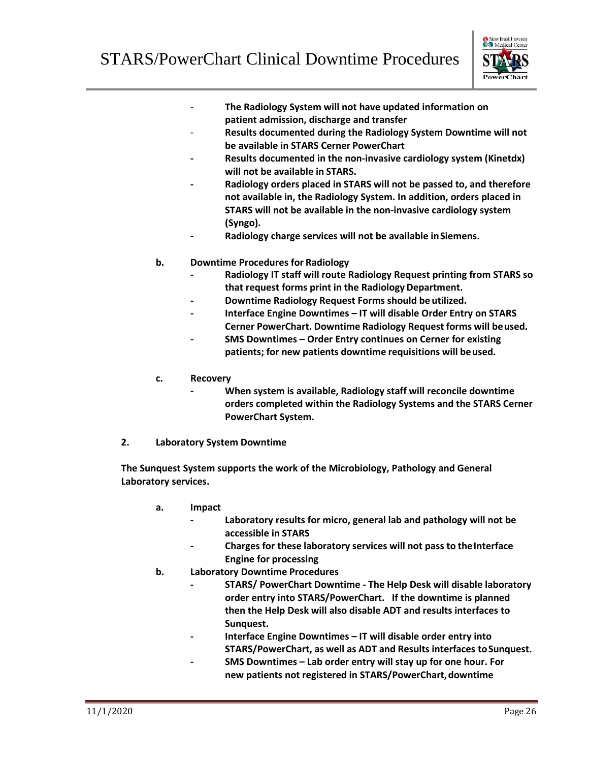- **The Radiology System will not have updated information on patient admission, discharge and transfer**
- **Results documented during the Radiology System Downtime will not be available in STARS Cerner PowerChart**
- **Results documented in the non-invasive cardiology system (Kinetdx) will not be available in STARS.**
- **Radiology orders placed in STARS will not be passed to, and therefore not available in, the Radiology System. In addition, orders placed in STARS will not be available in the non-invasive cardiology system (Syngo).**
- **Radiology charge services will not be available in Siemens.**

**b. Downtime Procedures for Radiology**

- **Radiology IT staff will route Radiology Request printing from STARS so that request forms print in the Radiology Department.**
- **Downtime Radiology Request Forms should be utilized.**
- **Interface Engine Downtimes – IT will disable Order Entry on STARS Cerner PowerChart. Downtime Radiology Request forms will be used.**
- **SMS Downtimes – Order Entry continues on Cerner for existing patients; for new patients downtime requisitions will be used.**

**c. Recovery**

- **When system is available, Radiology staff will reconcile downtime orders completed within the Radiology Systems and the STARS Cerner PowerChart System.**

## 2. Laboratory System Downtime

**The Sunquest System supports the work of the Microbiology, Pathology and General Laboratory services.**

**a. Impact**

- **Laboratory results for micro, general lab and pathology will not be accessible in STARS**
- **Charges for these laboratory services will not pass to the Interface Engine for processing**

**b. Laboratory Downtime Procedures**

- **STARS/ PowerChart Downtime - The Help Desk will disable laboratory order entry into STARS/PowerChart. If the downtime is planned then the Help Desk will also disable ADT and results interfaces to Sunquest.**
- **Interface Engine Downtimes – IT will disable order entry into STARS/PowerChart, as well as ADT and Results interfaces to Sunquest.**
- **SMS Downtimes – Lab order entry will stay up for one hour. For new patients not registered in STARS/PowerChart, downtime**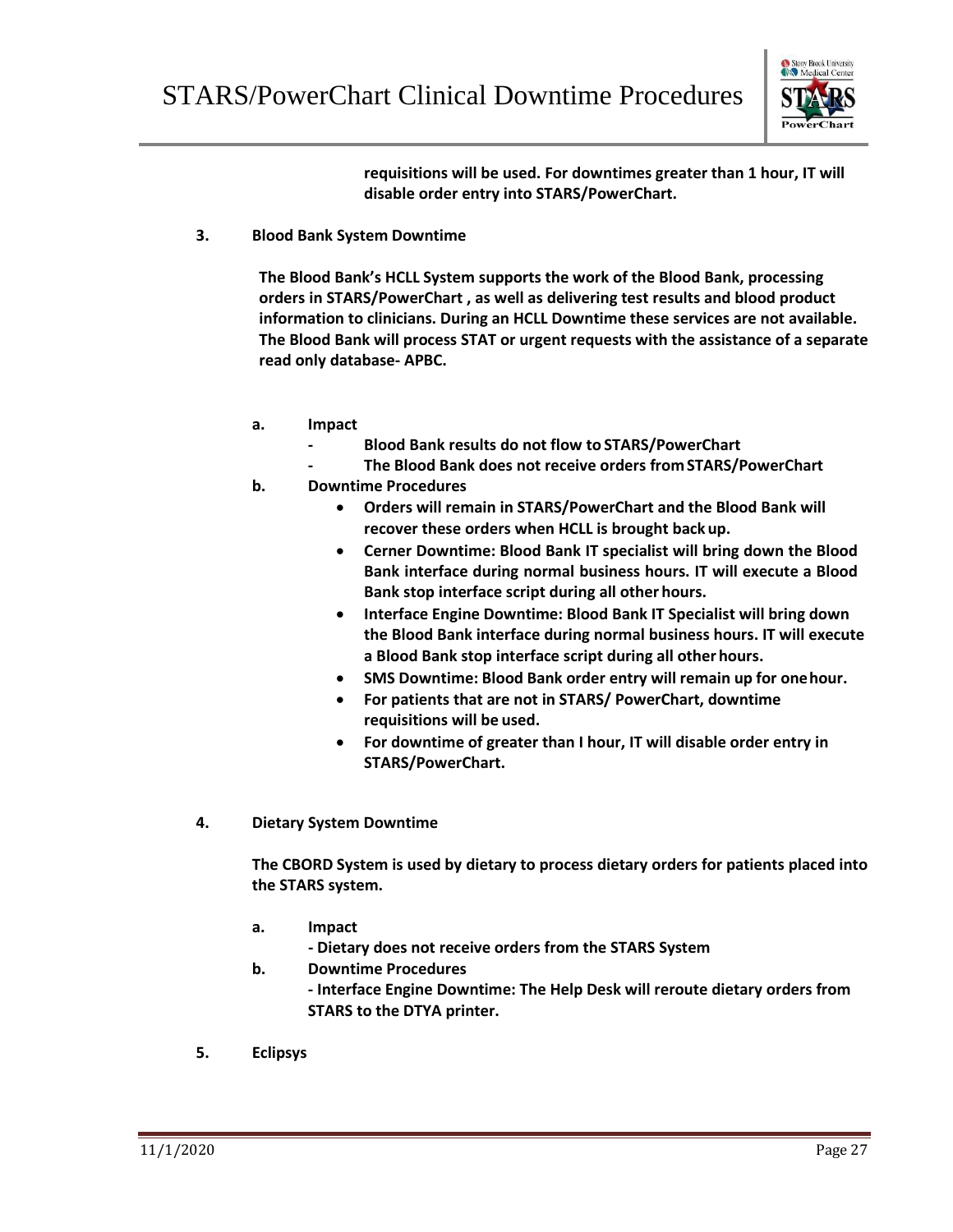**requisitions will be used. For downtimes greater than 1 hour, IT will disable order entry into STARS/PowerChart.**

**3. Blood Bank System Downtime**

**The Blood Bank's HCLL System supports the work of the Blood Bank, processing orders in STARS/PowerChart , as well as delivering test results and blood product information to clinicians. During an HCLL Downtime these services are not available. The Blood Bank will process STAT or urgent requests with the assistance of a separate read only database- APBC.**

**a. Impact**

- **Blood Bank results do not flow to STARS/PowerChart**
- **The Blood Bank does not receive orders from STARS/PowerChart**

**b. Downtime Procedures**

- **Orders will remain in STARS/PowerChart and the Blood Bank will recover these orders when HCLL is brought back up.**
- **Cerner Downtime: Blood Bank IT specialist will bring down the Blood Bank interface during normal business hours. IT will execute a Blood Bank stop interface script during all other hours.**
- **Interface Engine Downtime: Blood Bank IT Specialist will bring down the Blood Bank interface during normal business hours. IT will execute a Blood Bank stop interface script during all other hours.**
- **SMS Downtime: Blood Bank order entry will remain up for one hour.**
- **For patients that are not in STARS/ PowerChart, downtime requisitions will be used.**
- **For downtime of greater than I hour, IT will disable order entry in STARS/PowerChart.**

**4. Dietary System Downtime**

**The CBORD System is used by dietary to process dietary orders for patients placed into the STARS system.**

**a. Impact**

**- Dietary does not receive orders from the STARS System**

**b. Downtime Procedures**

**- Interface Engine Downtime: The Help Desk will reroute dietary orders from STARS to the DTYA printer.**

**5. Eclipsys**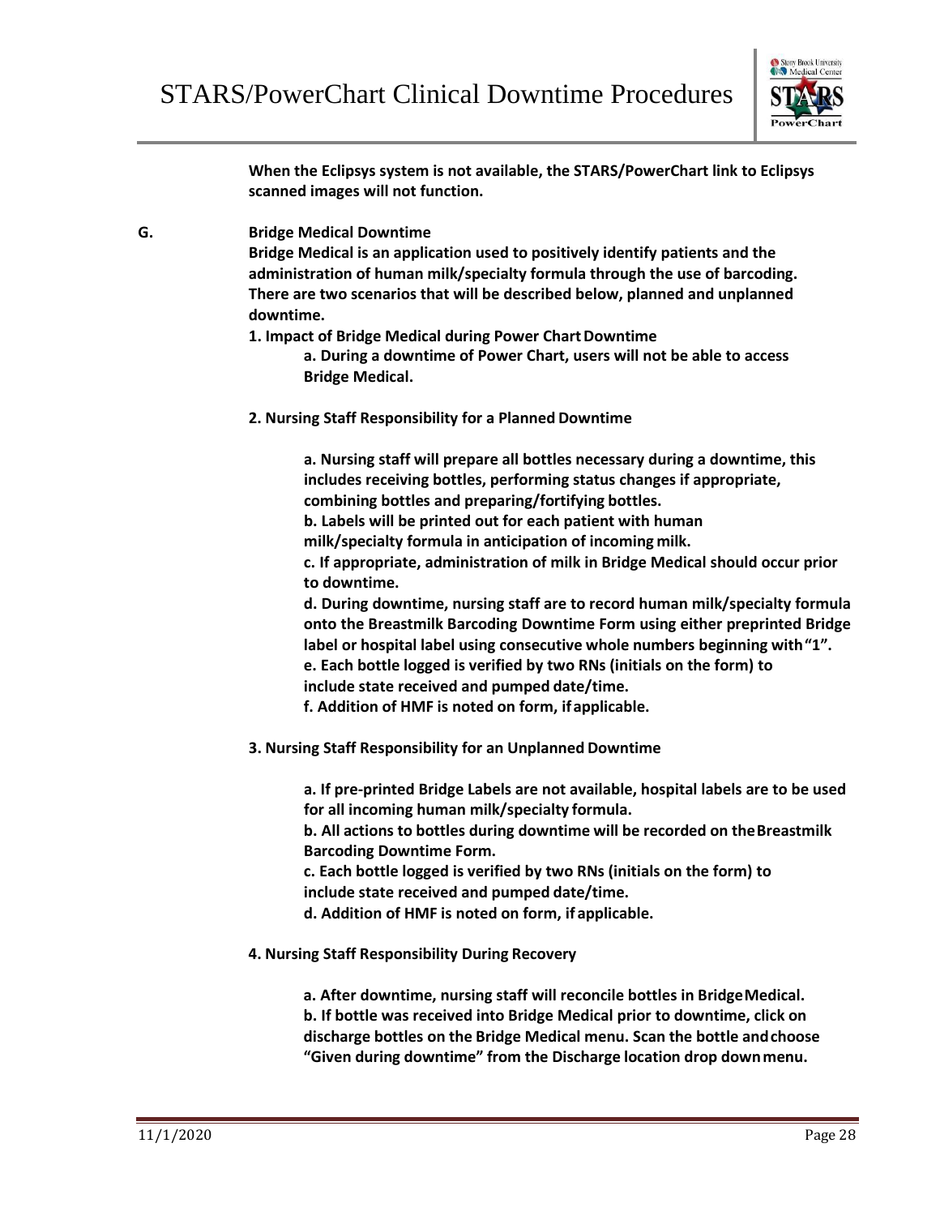**When the Eclipsys system is not available, the STARS/PowerChart link to Eclipsys scanned images will not function.**

**G. Bridge Medical Downtime**

**Bridge Medical is an application used to positively identify patients and the administration of human milk/specialty formula through the use of barcoding. There are two scenarios that will be described below, planned and unplanned downtime.**

**1. Impact of Bridge Medical during Power Chart Downtime**

**a. During a downtime of Power Chart, users will not be able to access Bridge Medical.**

**2. Nursing Staff Responsibility for a Planned Downtime**

**a. Nursing staff will prepare all bottles necessary during a downtime, this includes receiving bottles, performing status changes if appropriate, combining bottles and preparing/fortifying bottles.**
**b. Labels will be printed out for each patient with human milk/specialty formula in anticipation of incoming milk.**
**c. If appropriate, administration of milk in Bridge Medical should occur prior to downtime.**
**d. During downtime, nursing staff are to record human milk/specialty formula onto the Breastmilk Barcoding Downtime Form using either preprinted Bridge label or hospital label using consecutive whole numbers beginning with "1".**
**e. Each bottle logged is verified by two RNs (initials on the form) to include state received and pumped date/time.**
**f. Addition of HMF is noted on form, if applicable.**

**3. Nursing Staff Responsibility for an Unplanned Downtime**

**a. If pre-printed Bridge Labels are not available, hospital labels are to be used for all incoming human milk/specialty formula.**
**b. All actions to bottles during downtime will be recorded on the Breastmilk Barcoding Downtime Form.**
**c. Each bottle logged is verified by two RNs (initials on the form) to include state received and pumped date/time.**
**d. Addition of HMF is noted on form, if applicable.**

**4. Nursing Staff Responsibility During Recovery**

**a. After downtime, nursing staff will reconcile bottles in Bridge Medical.**
**b. If bottle was received into Bridge Medical prior to downtime, click on discharge bottles on the Bridge Medical menu. Scan the bottle and choose "Given during downtime" from the Discharge location drop down menu.**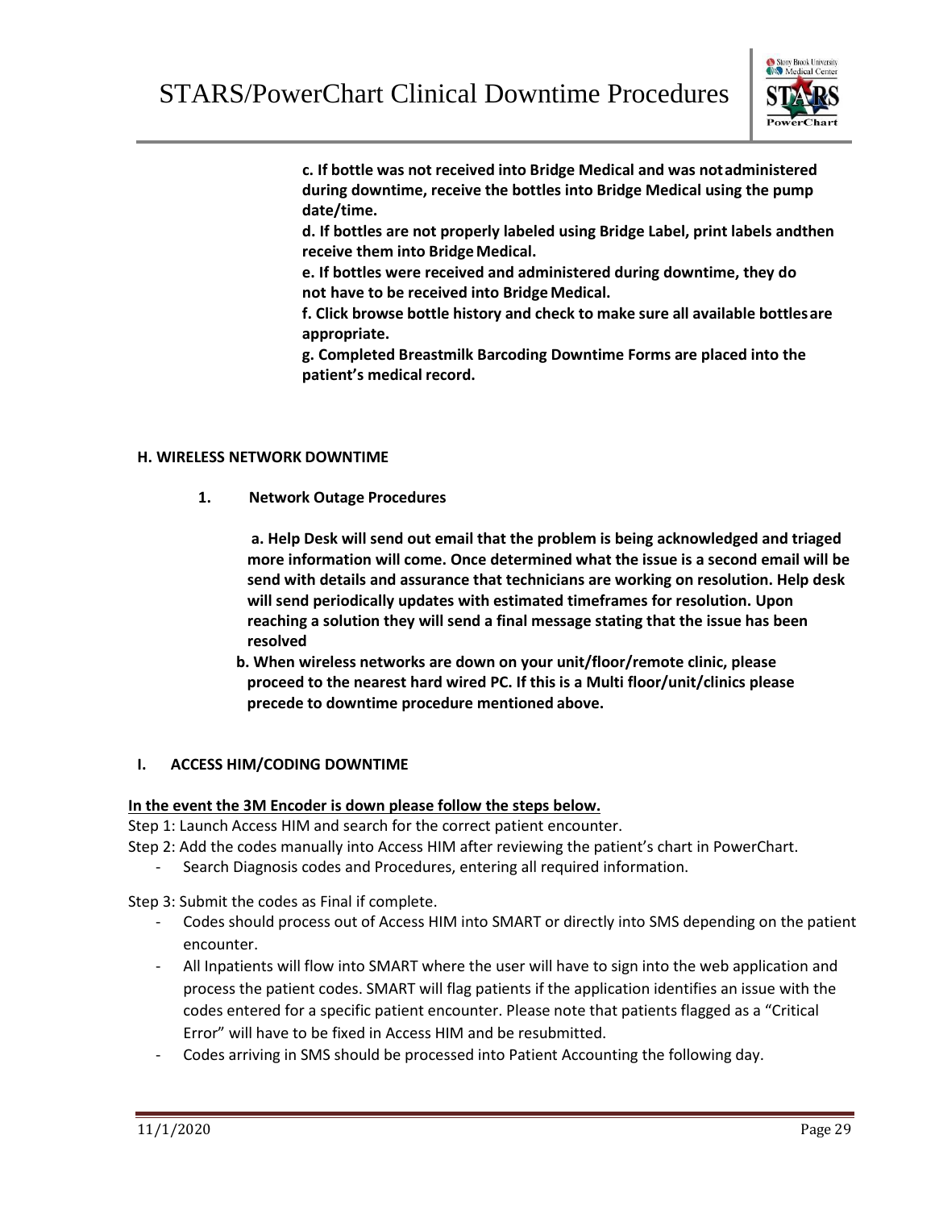**c. If bottle was not received into Bridge Medical and was not administered during downtime, receive the bottles into Bridge Medical using the pump date/time.**

**d. If bottles are not properly labeled using Bridge Label, print labels and then receive them into Bridge Medical.**

**e. If bottles were received and administered during downtime, they do not have to be received into Bridge Medical.**

**f. Click browse bottle history and check to make sure all available bottles are appropriate.**

**g. Completed Breastmilk Barcoding Downtime Forms are placed into the patient's medical record.**

## H. WIRELESS NETWORK DOWNTIME

### 1. Network Outage Procedures

**a. Help Desk will send out email that the problem is being acknowledged and triaged more information will come. Once determined what the issue is a second email will be send with details and assurance that technicians are working on resolution. Help desk will send periodically updates with estimated timeframes for resolution. Upon reaching a solution they will send a final message stating that the issue has been resolved**

**b. When wireless networks are down on your unit/floor/remote clinic, please proceed to the nearest hard wired PC. If this is a Multi floor/unit/clinics please precede to downtime procedure mentioned above.**

## I. ACCESS HIM/CODING DOWNTIME

**<u>In the event the 3M Encoder is down please follow the steps below.</u>**

Step 1: Launch Access HIM and search for the correct patient encounter.

Step 2: Add the codes manually into Access HIM after reviewing the patient's chart in PowerChart.

- Search Diagnosis codes and Procedures, entering all required information.

Step 3: Submit the codes as Final if complete.

- Codes should process out of Access HIM into SMART or directly into SMS depending on the patient encounter.
- All Inpatients will flow into SMART where the user will have to sign into the web application and process the patient codes. SMART will flag patients if the application identifies an issue with the codes entered for a specific patient encounter. Please note that patients flagged as a "Critical Error" will have to be fixed in Access HIM and be resubmitted.
- Codes arriving in SMS should be processed into Patient Accounting the following day.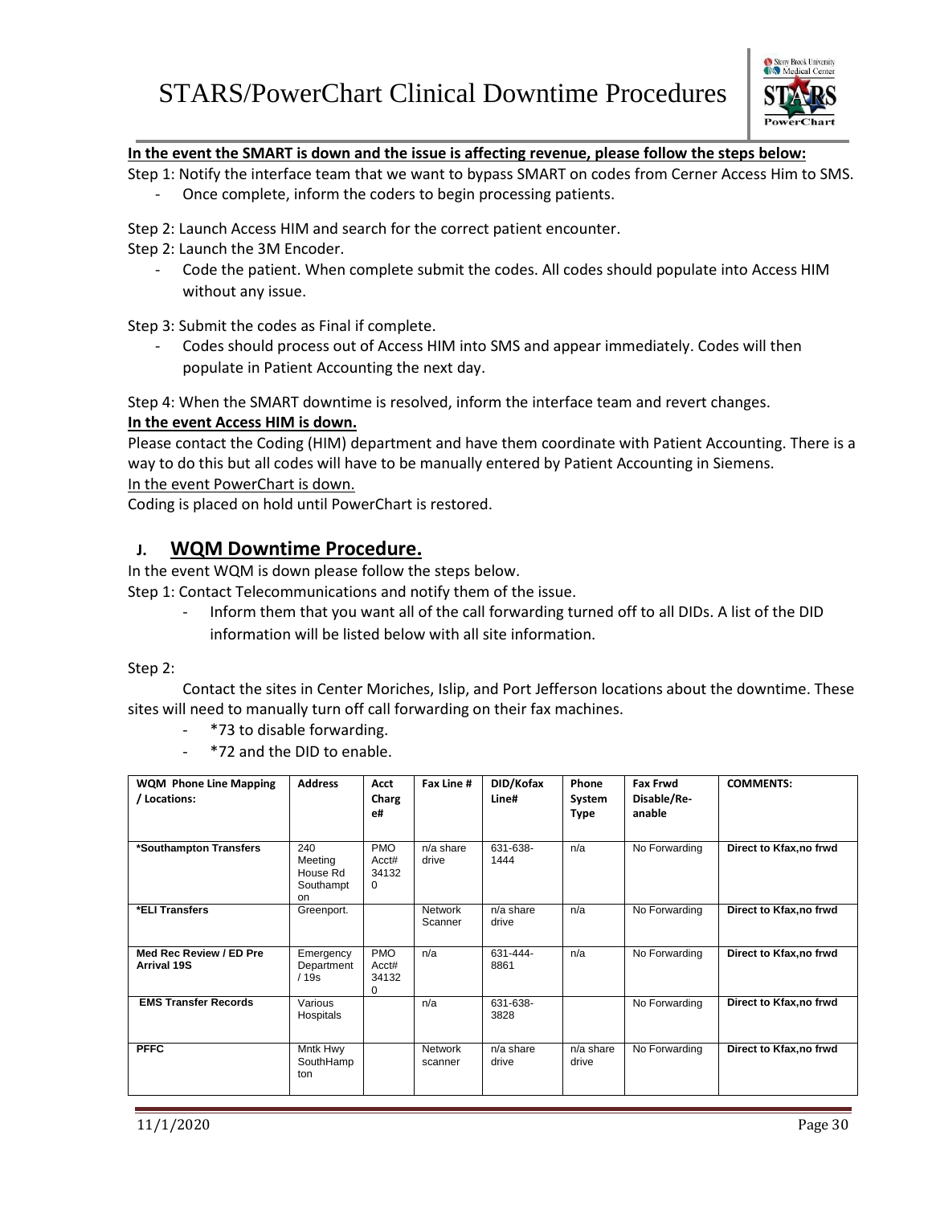**In the event the SMART is down and the issue is affecting revenue, please follow the steps below:**

Step 1: Notify the interface team that we want to bypass SMART on codes from Cerner Access Him to SMS.

- Once complete, inform the coders to begin processing patients.

Step 2: Launch Access HIM and search for the correct patient encounter.

Step 2: Launch the 3M Encoder.

- Code the patient. When complete submit the codes. All codes should populate into Access HIM without any issue.

Step 3: Submit the codes as Final if complete.

- Codes should process out of Access HIM into SMS and appear immediately. Codes will then populate in Patient Accounting the next day.

Step 4: When the SMART downtime is resolved, inform the interface team and revert changes.

**In the event Access HIM is down.**

Please contact the Coding (HIM) department and have them coordinate with Patient Accounting. There is a way to do this but all codes will have to be manually entered by Patient Accounting in Siemens.

In the event PowerChart is down.

Coding is placed on hold until PowerChart is restored.

## J. WQM Downtime Procedure.

In the event WQM is down please follow the steps below.

Step 1: Contact Telecommunications and notify them of the issue.

- Inform them that you want all of the call forwarding turned off to all DIDs. A list of the DID information will be listed below with all site information.

Step 2:

Contact the sites in Center Moriches, Islip, and Port Jefferson locations about the downtime. These sites will need to manually turn off call forwarding on their fax machines.

- *73 to disable forwarding.
- *72 and the DID to enable.

| WQM Phone Line Mapping / Locations: | Address | Acct Charge# | Fax Line # | DID/Kofax Line# | Phone System Type | Fax Frwd Disable/Re-anable | COMMENTS: |
|---|---|---|---|---|---|---|---|
| *Southampton Transfers | 240 Meeting House Rd Southampton | PMO Acct# 341320 | n/a share drive | 631-638-1444 | n/a | No Forwarding | Direct to Kfax,no frwd |
| *ELI Transfers | Greenport. | | Network Scanner | n/a share drive | n/a | No Forwarding | Direct to Kfax,no frwd |
| Med Rec Review / ED Pre Arrival 19S | Emergency Department / 19s | PMO Acct# 341320 | n/a | 631-444-8861 | n/a | No Forwarding | Direct to Kfax,no frwd |
| EMS Transfer Records | Various Hospitals | | n/a | 631-638-3828 | | No Forwarding | Direct to Kfax,no frwd |
| PFFC | Mntk Hwy SouthHampton | | Network scanner | n/a share drive | n/a share drive | No Forwarding | Direct to Kfax,no frwd |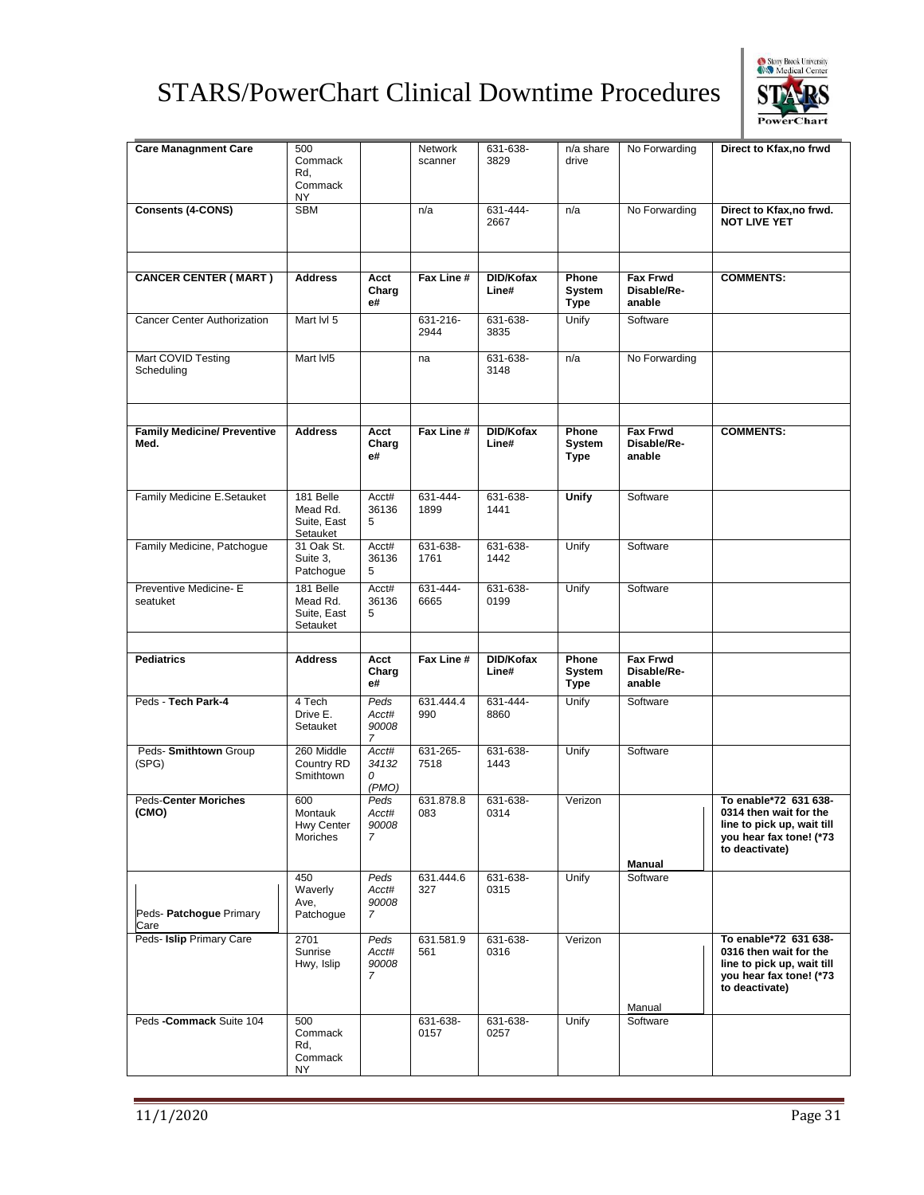| Care Managnment Care | 500 Commack Rd, Commack NY | | Network scanner | 631-638-3829 | n/a share drive | No Forwarding | **Direct to Kfax,no frwd** |
|---|---|---|---|---|---|---|---|
| **Consents (4-CONS)** | SBM | | n/a | 631-444-2667 | n/a | No Forwarding | **Direct to Kfax,no frwd. NOT LIVE YET** |
| | | | | | | | |
| **CANCER CENTER ( MART )** | **Address** | **Acct Charge#** | **Fax Line #** | **DID/Kofax Line#** | **Phone System Type** | **Fax Frwd Disable/Re-anable** | **COMMENTS:** |
| Cancer Center Authorization | Mart lvl 5 | | 631-216-2944 | 631-638-3835 | Unify | Software | |
| Mart COVID Testing Scheduling | Mart lvl5 | | na | 631-638-3148 | n/a | No Forwarding | |
| | | | | | | | |
| **Family Medicine/ Preventive Med.** | **Address** | **Acct Charge#** | **Fax Line #** | **DID/Kofax Line#** | **Phone System Type** | **Fax Frwd Disable/Re-anable** | **COMMENTS:** |
| Family Medicine E.Setauket | 181 Belle Mead Rd. Suite, East Setauket | Acct# 361365 | 631-444-1899 | 631-638-1441 | **Unify** | Software | |
| Family Medicine, Patchogue | 31 Oak St. Suite 3, Patchogue | Acct# 361365 | 631-638-1761 | 631-638-1442 | Unify | Software | |
| Preventive Medicine- E seatuket | 181 Belle Mead Rd. Suite, East Setauket | Acct# 361365 | 631-444-6665 | 631-638-0199 | Unify | Software | |
| | | | | | | | |
| **Pediatrics** | **Address** | **Acct Charge#** | **Fax Line #** | **DID/Kofax Line#** | **Phone System Type** | **Fax Frwd Disable/Re-anable** | |
| Peds - **Tech Park-4** | 4 Tech Drive E. Setauket | *Peds Acct# 900087* | 631.444.4990 | 631-444-8860 | Unify | Software | |
| Peds- **Smithtown** Group (SPG) | 260 Middle Country RD Smithtown | *Acct# 341320 (PMO)* | 631-265-7518 | 631-638-1443 | Unify | Software | |
| Peds-**Center Moriches (CMO)** | 600 Montauk Hwy Center Moriches | *Peds Acct# 900087* | 631.878.8083 | 631-638-0314 | Verizon | **Manual** | **To enable*72 631 638-0314 then wait for the line to pick up, wait till you hear fax tone! (*73 to deactivate)** |
| Peds- **Patchogue** Primary Care | 450 Waverly Ave, Patchogue | *Peds Acct# 900087* | 631.444.6327 | 631-638-0315 | Unify | Software | |
| Peds- **Islip** Primary Care | 2701 Sunrise Hwy, Islip | *Peds Acct# 900087* | 631.581.9561 | 631-638-0316 | Verizon | Manual | **To enable*72 631 638-0316 then wait for the line to pick up, wait till you hear fax tone! (*73 to deactivate)** |
| Peds -**Commack** Suite 104 | 500 Commack Rd, Commack NY | | 631-638-0157 | 631-638-0257 | Unify | Software | |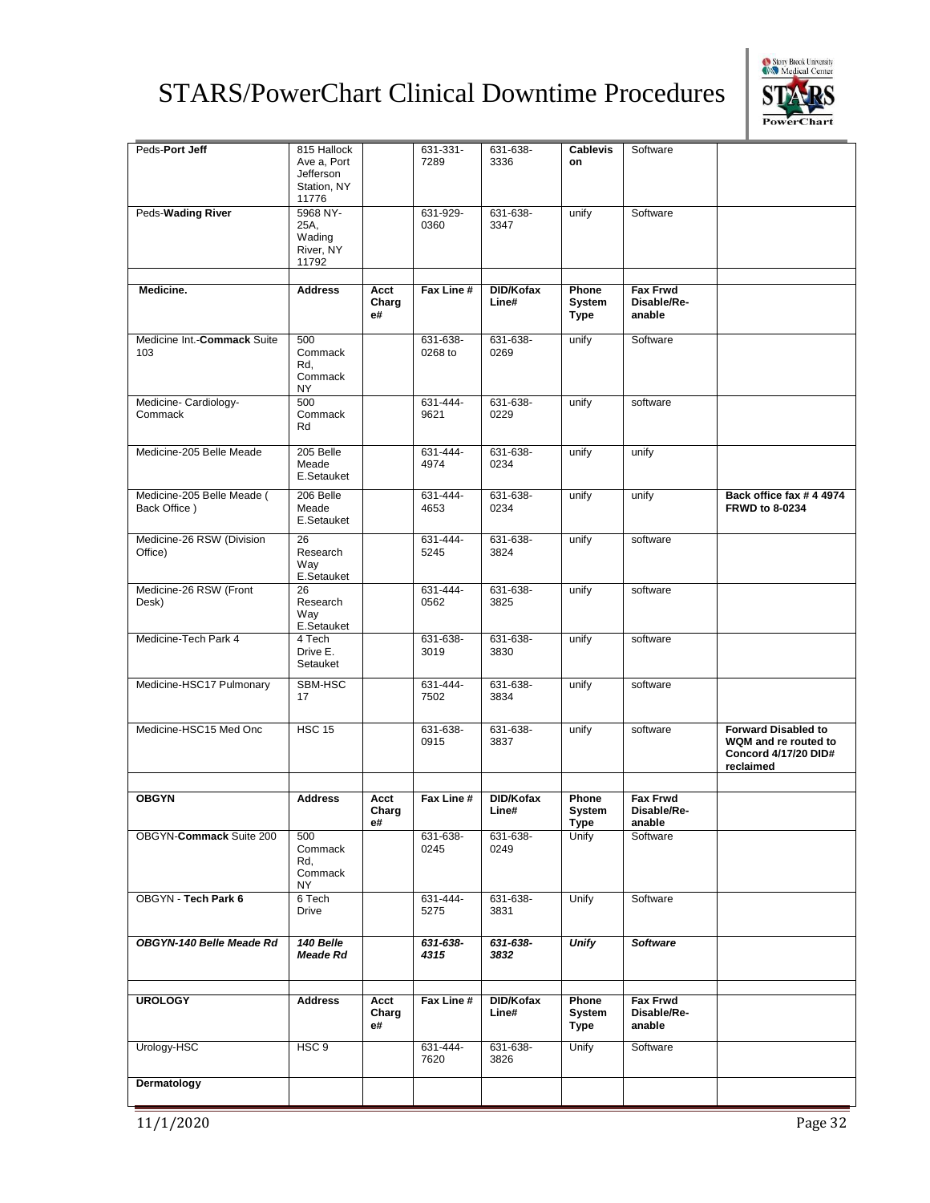| Peds-**Port Jeff** | 815 Hallock Ave a, Port Jefferson Station, NY 11776 | | 631-331-7289 | 631-638-3336 | **Cablevision** | Software | |
|---|---|---|---|---|---|---|---|
| Peds-**Wading River** | 5968 NY-25A, Wading River, NY 11792 | | 631-929-0360 | 631-638-3347 | unify | Software | |
| | | | | | | | |
| **Medicine.** | **Address** | **Acct Charge#** | **Fax Line #** | **DID/Kofax Line#** | **Phone System Type** | **Fax Frwd Disable/Re-anable** | |
| Medicine Int.-**Commack** Suite 103 | 500 Commack Rd, Commack NY | | 631-638-0268 to | 631-638-0269 | unify | Software | |
| Medicine- Cardiology-Commack | 500 Commack Rd | | 631-444-9621 | 631-638-0229 | unify | software | |
| Medicine-205 Belle Meade | 205 Belle Meade E.Setauket | | 631-444-4974 | 631-638-0234 | unify | unify | |
| Medicine-205 Belle Meade ( Back Office ) | 206 Belle Meade E.Setauket | | 631-444-4653 | 631-638-0234 | unify | unify | **Back office fax # 4 4974 FRWD to 8-0234** |
| Medicine-26 RSW (Division Office) | 26 Research Way E.Setauket | | 631-444-5245 | 631-638-3824 | unify | software | |
| Medicine-26 RSW (Front Desk) | 26 Research Way E.Setauket | | 631-444-0562 | 631-638-3825 | unify | software | |
| Medicine-Tech Park 4 | 4 Tech Drive E. Setauket | | 631-638-3019 | 631-638-3830 | unify | software | |
| Medicine-HSC17 Pulmonary | SBM-HSC 17 | | 631-444-7502 | 631-638-3834 | unify | software | |
| Medicine-HSC15 Med Onc | HSC 15 | | 631-638-0915 | 631-638-3837 | unify | software | **Forward Disabled to WQM and re routed to Concord 4/17/20 DID# reclaimed** |
| | | | | | | | |
| **OBGYN** | **Address** | **Acct Charge#** | **Fax Line #** | **DID/Kofax Line#** | **Phone System Type** | **Fax Frwd Disable/Re-anable** | |
| OBGYN-**Commack** Suite 200 | 500 Commack Rd, Commack NY | | 631-638-0245 | 631-638-0249 | Unify | Software | |
| OBGYN - **Tech Park 6** | 6 Tech Drive | | 631-444-5275 | 631-638-3831 | Unify | Software | |
| ***OBGYN-140 Belle Meade Rd*** | ***140 Belle Meade Rd*** | | ***631-638-4315*** | ***631-638-3832*** | ***Unify*** | ***Software*** | |
| | | | | | | | |
| **UROLOGY** | **Address** | **Acct Charge#** | **Fax Line #** | **DID/Kofax Line#** | **Phone System Type** | **Fax Frwd Disable/Re-anable** | |
| Urology-HSC | HSC 9 | | 631-444-7620 | 631-638-3826 | Unify | Software | |
| **Dermatology** | | | | | | | |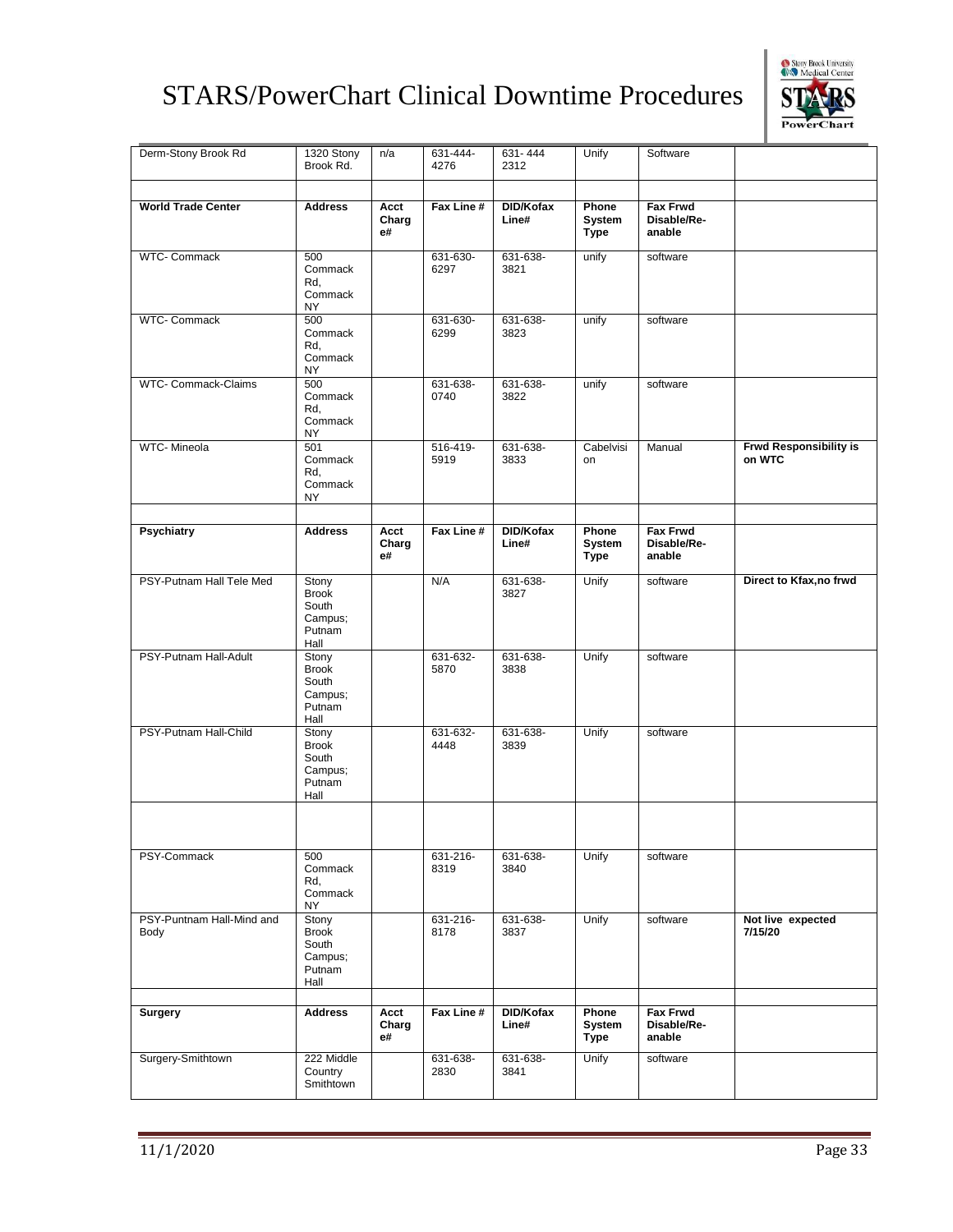| Derm-Stony Brook Rd | 1320 Stony Brook Rd. | n/a | 631-444-4276 | 631- 444 2312 | Unify | Software | |
|---|---|---|---|---|---|---|---|
| | | | | | | | |
| **World Trade Center** | **Address** | **Acct Charge#** | **Fax Line #** | **DID/Kofax Line#** | **Phone System Type** | **Fax Frwd Disable/Re-anable** | |
| WTC- Commack | 500 Commack Rd, Commack NY | | 631-630-6297 | 631-638-3821 | unify | software | |
| WTC- Commack | 500 Commack Rd, Commack NY | | 631-630-6299 | 631-638-3823 | unify | software | |
| WTC- Commack-Claims | 500 Commack Rd, Commack NY | | 631-638-0740 | 631-638-3822 | unify | software | |
| WTC- Mineola | 501 Commack Rd, Commack NY | | 516-419-5919 | 631-638-3833 | Cabelvision | Manual | **Frwd Responsibility is on WTC** |
| | | | | | | | |
| **Psychiatry** | **Address** | **Acct Charge#** | **Fax Line #** | **DID/Kofax Line#** | **Phone System Type** | **Fax Frwd Disable/Re-anable** | |
| PSY-Putnam Hall Tele Med | Stony Brook South Campus; Putnam Hall | | N/A | 631-638-3827 | Unify | software | **Direct to Kfax,no frwd** |
| PSY-Putnam Hall-Adult | Stony Brook South Campus; Putnam Hall | | 631-632-5870 | 631-638-3838 | Unify | software | |
| PSY-Putnam Hall-Child | Stony Brook South Campus; Putnam Hall | | 631-632-4448 | 631-638-3839 | Unify | software | |
| | | | | | | | |
| PSY-Commack | 500 Commack Rd, Commack NY | | 631-216-8319 | 631-638-3840 | Unify | software | |
| PSY-Puntnam Hall-Mind and Body | Stony Brook South Campus; Putnam Hall | | 631-216-8178 | 631-638-3837 | Unify | software | **Not live expected 7/15/20** |
| | | | | | | | |
| **Surgery** | **Address** | **Acct Charge#** | **Fax Line #** | **DID/Kofax Line#** | **Phone System Type** | **Fax Frwd Disable/Re-anable** | |
| Surgery-Smithtown | 222 Middle Country Smithtown | | 631-638-2830 | 631-638-3841 | Unify | software | |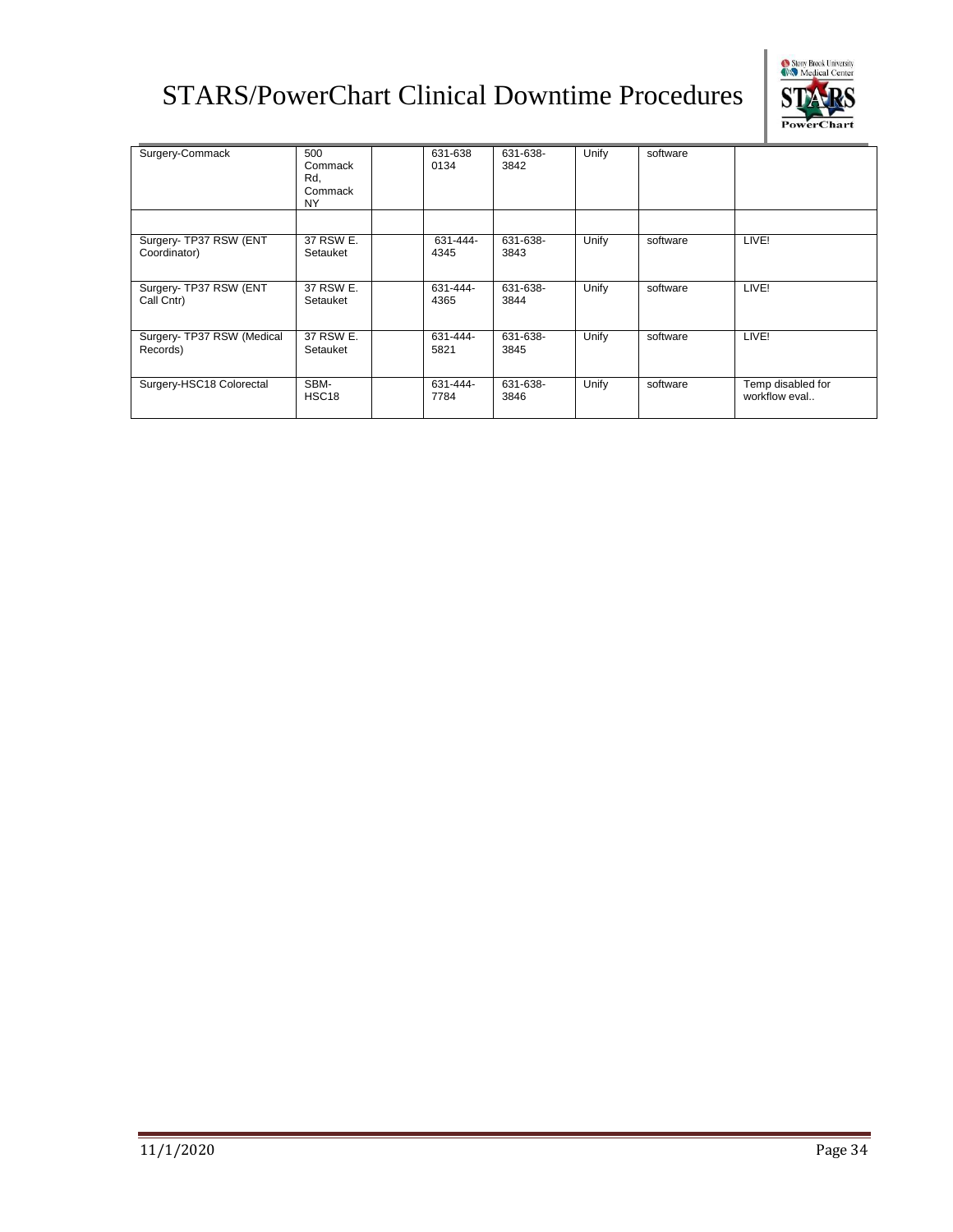| Surgery-Commack | 500 Commack Rd, Commack NY | | 631-638 0134 | 631-638-3842 | Unify | software | |
|---|---|---|---|---|---|---|---|
| | | | | | | | |
| Surgery- TP37 RSW (ENT Coordinator) | 37 RSW E. Setauket | | 631-444-4345 | 631-638-3843 | Unify | software | LIVE! |
| Surgery- TP37 RSW (ENT Call Cntr) | 37 RSW E. Setauket | | 631-444-4365 | 631-638-3844 | Unify | software | LIVE! |
| Surgery- TP37 RSW (Medical Records) | 37 RSW E. Setauket | | 631-444-5821 | 631-638-3845 | Unify | software | LIVE! |
| Surgery-HSC18 Colorectal | SBM-HSC18 | | 631-444-7784 | 631-638-3846 | Unify | software | Temp disabled for workflow eval.. |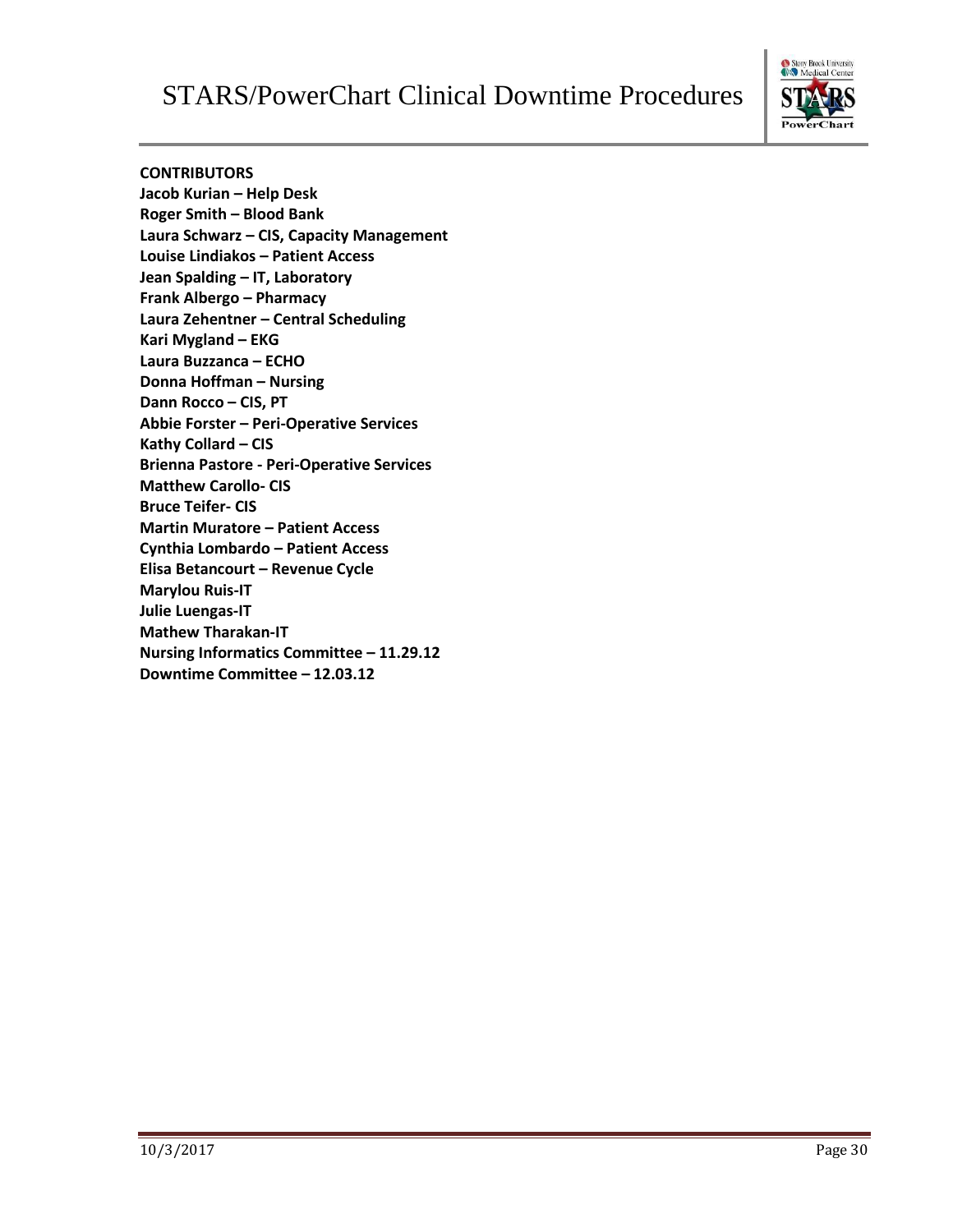**CONTRIBUTORS**

**Jacob Kurian – Help Desk**
**Roger Smith – Blood Bank**
**Laura Schwarz – CIS, Capacity Management**
**Louise Lindiakos – Patient Access**
**Jean Spalding – IT, Laboratory**
**Frank Albergo – Pharmacy**
**Laura Zehentner – Central Scheduling**
**Kari Mygland – EKG**
**Laura Buzzanca – ECHO**
**Donna Hoffman – Nursing**
**Dann Rocco – CIS, PT**
**Abbie Forster – Peri-Operative Services**
**Kathy Collard – CIS**
**Brienna Pastore - Peri-Operative Services**
**Matthew Carollo- CIS**
**Bruce Teifer- CIS**
**Martin Muratore – Patient Access**
**Cynthia Lombardo – Patient Access**
**Elisa Betancourt – Revenue Cycle**
**Marylou Ruis-IT**
**Julie Luengas-IT**
**Mathew Tharakan-IT**
**Nursing Informatics Committee – 11.29.12**
**Downtime Committee – 12.03.12**